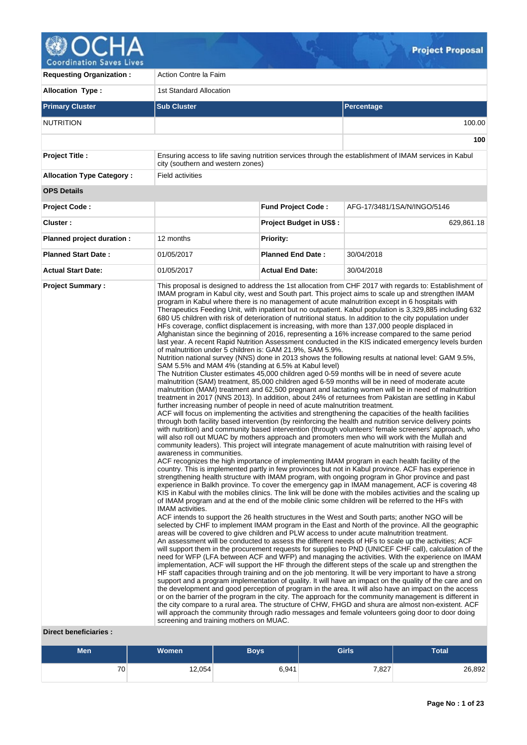# Project Proposal

| | | | |
|---|---|---|---|
| **Requesting Organization :** | Action Contre la Faim | | |
| **Allocation Type :** | 1st Standard Allocation | | |
| **Primary Cluster** | **Sub Cluster** | | **Percentage** |
| NUTRITION | | | 100.00 |
| | | | **100** |
| **Project Title :** | Ensuring access to life saving nutrition services through the establishment of IMAM services in Kabul city (southern and western zones) | | |
| **Allocation Type Category :** | Field activities | | |

**OPS Details**

| | | | |
|---|---|---|---|
| **Project Code :** | | **Fund Project Code :** | AFG-17/3481/1SA/N/INGO/5146 |
| **Cluster :** | | **Project Budget in US$ :** | 629,861.18 |
| **Planned project duration :** | 12 months | **Priority:** | |
| **Planned Start Date :** | 01/05/2017 | **Planned End Date :** | 30/04/2018 |
| **Actual Start Date:** | 01/05/2017 | **Actual End Date:** | 30/04/2018 |

**Project Summary :**

This proposal is designed to address the 1st allocation from CHF 2017 with regards to: Establishment of IMAM program in Kabul city, west and South part. This project aims to scale up and strengthen IMAM program in Kabul where there is no management of acute malnutrition except in 6 hospitals with Therapeutics Feeding Unit, with inpatient but no outpatient. Kabul population is 3,329,885 including 632 680 U5 children with risk of deterioration of nutritional status. In addition to the city population under HFs coverage, conflict displacement is increasing, with more than 137,000 people displaced in Afghanistan since the beginning of 2016, representing a 16% increase compared to the same period last year. A recent Rapid Nutrition Assessment conducted in the KIS indicated emergency levels burden of malnutrition under 5 children is: GAM 21.9%, SAM 5.9%.
Nutrition national survey (NNS) done in 2013 shows the following results at national level: GAM 9.5%, SAM 5.5% and MAM 4% (standing at 6.5% at Kabul level)
The Nutrition Cluster estimates 45,000 children aged 0-59 months will be in need of severe acute malnutrition (SAM) treatment, 85,000 children aged 6-59 months will be in need of moderate acute malnutrition (MAM) treatment and 62,500 pregnant and lactating women will be in need of malnutrition treatment in 2017 (NNS 2013). In addition, about 24% of returnees from Pakistan are settling in Kabul further increasing number of people in need of acute malnutrition treatment.
ACF will focus on implementing the activities and strengthening the capacities of the health facilities through both facility based intervention (by reinforcing the health and nutrition service delivery points with nutrition) and community based intervention (through volunteers' female screeners' approach, who will also roll out MUAC by mothers approach and promoters men who will work with the Mullah and community leaders). This project will integrate management of acute malnutrition with raising level of awareness in communities.
ACF recognizes the high importance of implementing IMAM program in each health facility of the country. This is implemented partly in few provinces but not in Kabul province. ACF has experience in strengthening health structure with IMAM program, with ongoing program in Ghor province and past experience in Balkh province. To cover the emergency gap in IMAM management, ACF is covering 48 KIS in Kabul with the mobiles clinics. The link will be done with the mobiles activities and the scaling up of IMAM program and at the end of the mobile clinic some children will be referred to the HFs with IMAM activities.
ACF intends to support the 26 health structures in the West and South parts; another NGO will be selected by CHF to implement IMAM program in the East and North of the province. All the geographic areas will be covered to give children and PLW access to under acute malnutrition treatment.
An assessment will be conducted to assess the different needs of HFs to scale up the activities; ACF will support them in the procurement requests for supplies to PND (UNICEF CHF call), calculation of the need for WFP (LFA between ACF and WFP) and managing the activities. With the experience on IMAM implementation, ACF will support the HF through the different steps of the scale up and strengthen the HF staff capacities through training and on the job mentoring. It will be very important to have a strong support and a program implementation of quality. It will have an impact on the quality of the care and on the development and good perception of program in the area. It will also have an impact on the access or on the barrier of the program in the city. The approach for the community management is different in the city compare to a rural area. The structure of CHW, FHGD and shura are almost non-existent. ACF will approach the community through radio messages and female volunteers going door to door doing screening and training mothers on MUAC.

**Direct beneficiaries :**

| Men | Women | Boys | Girls | Total |
|---|---|---|---|---|
| 70 | 12,054 | 6,941 | 7,827 | 26,892 |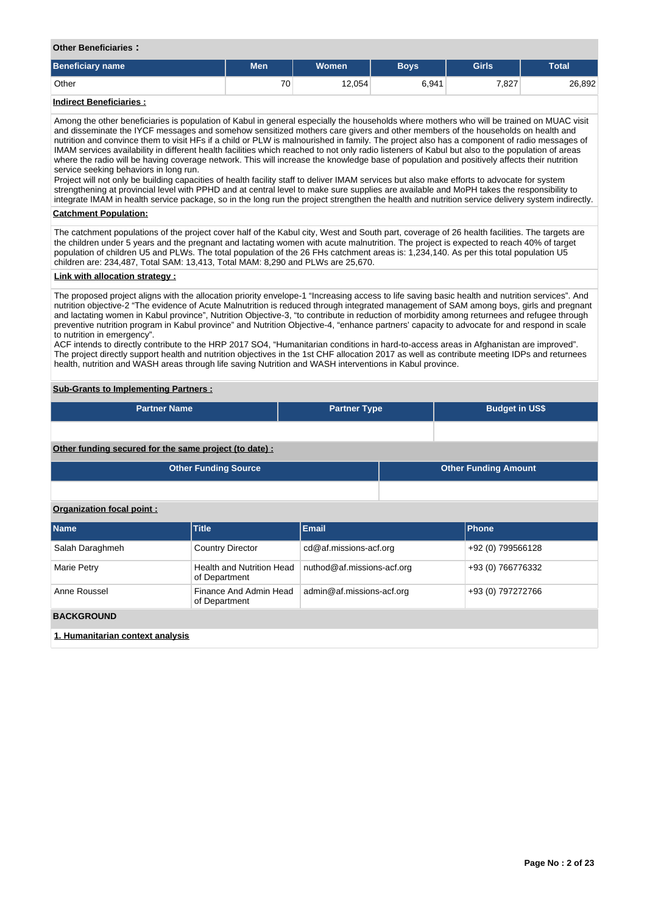**Other Beneficiaries :**

| Beneficiary name | Men | Women | Boys | Girls | Total |
|---|---|---|---|---|---|
| Other | 70 | 12,054 | 6,941 | 7,827 | 26,892 |

**Indirect Beneficiaries :**

Among the other beneficiaries is population of Kabul in general especially the households where mothers who will be trained on MUAC visit and disseminate the IYCF messages and somehow sensitized mothers care givers and other members of the households on health and nutrition and convince them to visit HFs if a child or PLW is malnourished in family. The project also has a component of radio messages of IMAM services availability in different health facilities which reached to not only radio listeners of Kabul but also to the population of areas where the radio will be having coverage network. This will increase the knowledge base of population and positively affects their nutrition service seeking behaviors in long run.
Project will not only be building capacities of health facility staff to deliver IMAM services but also make efforts to advocate for system strengthening at provincial level with PPHD and at central level to make sure supplies are available and MoPH takes the responsibility to integrate IMAM in health service package, so in the long run the project strengthen the health and nutrition service delivery system indirectly.

**Catchment Population:**

The catchment populations of the project cover half of the Kabul city, West and South part, coverage of 26 health facilities. The targets are the children under 5 years and the pregnant and lactating women with acute malnutrition. The project is expected to reach 40% of target population of children U5 and PLWs. The total population of the 26 FHs catchment areas is: 1,234,140. As per this total population U5 children are: 234,487, Total SAM: 13,413, Total MAM: 8,290 and PLWs are 25,670.

**Link with allocation strategy :**

The proposed project aligns with the allocation priority envelope-1 “Increasing access to life saving basic health and nutrition services”. And nutrition objective-2 “The evidence of Acute Malnutrition is reduced through integrated management of SAM among boys, girls and pregnant and lactating women in Kabul province”, Nutrition Objective-3, “to contribute in reduction of morbidity among returnees and refugee through preventive nutrition program in Kabul province” and Nutrition Objective-4, “enhance partners' capacity to advocate for and respond in scale to nutrition in emergency”.
ACF intends to directly contribute to the HRP 2017 SO4, “Humanitarian conditions in hard-to-access areas in Afghanistan are improved”. The project directly support health and nutrition objectives in the 1st CHF allocation 2017 as well as contribute meeting IDPs and returnees health, nutrition and WASH areas through life saving Nutrition and WASH interventions in Kabul province.

**Sub-Grants to Implementing Partners :**

| Partner Name | Partner Type | Budget in US$ |
|---|---|---|
| | | |

**Other funding secured for the same project (to date) :**

| Other Funding Source | Other Funding Amount |
|---|---|
| | |

**Organization focal point :**

| Name | Title | Email | Phone |
|---|---|---|---|
| Salah Daraghmeh | Country Director | cd@af.missions-acf.org | +92 (0) 799566128 |
| Marie Petry | Health and Nutrition Head of Department | nuthod@af.missions-acf.org | +93 (0) 766776332 |
| Anne Roussel | Finance And Admin Head of Department | admin@af.missions-acf.org | +93 (0) 797272766 |

## BACKGROUND

**1. Humanitarian context analysis**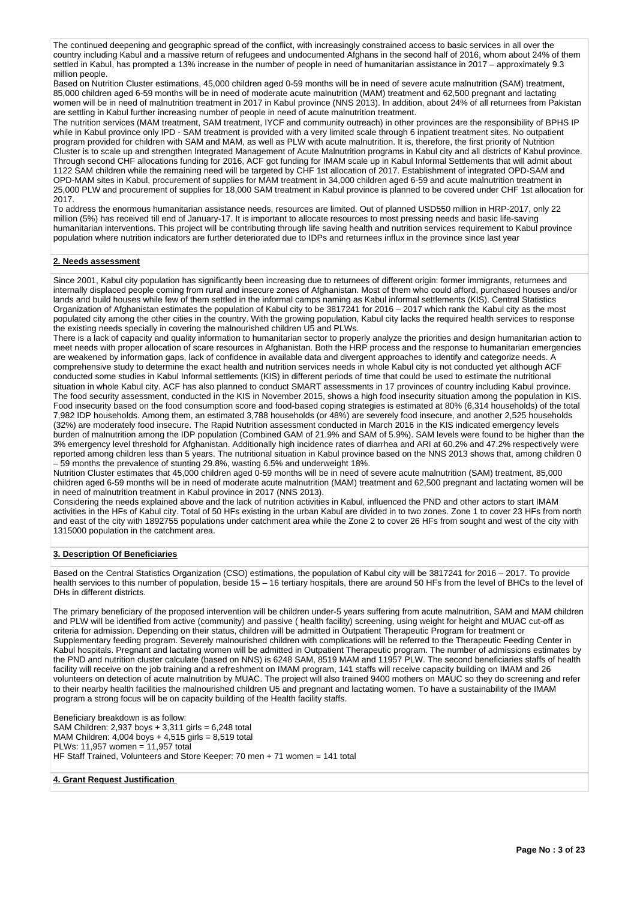The continued deepening and geographic spread of the conflict, with increasingly constrained access to basic services in all over the country including Kabul and a massive return of refugees and undocumented Afghans in the second half of 2016, whom about 24% of them settled in Kabul, has prompted a 13% increase in the number of people in need of humanitarian assistance in 2017 – approximately 9.3 million people.

Based on Nutrition Cluster estimations, 45,000 children aged 0-59 months will be in need of severe acute malnutrition (SAM) treatment, 85,000 children aged 6-59 months will be in need of moderate acute malnutrition (MAM) treatment and 62,500 pregnant and lactating women will be in need of malnutrition treatment in 2017 in Kabul province (NNS 2013). In addition, about 24% of all returnees from Pakistan are settling in Kabul further increasing number of people in need of acute malnutrition treatment.

The nutrition services (MAM treatment, SAM treatment, IYCF and community outreach) in other provinces are the responsibility of BPHS IP while in Kabul province only IPD - SAM treatment is provided with a very limited scale through 6 inpatient treatment sites. No outpatient program provided for children with SAM and MAM, as well as PLW with acute malnutrition. It is, therefore, the first priority of Nutrition Cluster is to scale up and strengthen Integrated Management of Acute Malnutrition programs in Kabul city and all districts of Kabul province. Through second CHF allocations funding for 2016, ACF got funding for IMAM scale up in Kabul Informal Settlements that will admit about 1122 SAM children while the remaining need will be targeted by CHF 1st allocation of 2017. Establishment of integrated OPD-SAM and OPD-MAM sites in Kabul, procurement of supplies for MAM treatment in 34,000 children aged 6-59 and acute malnutrition treatment in 25,000 PLW and procurement of supplies for 18,000 SAM treatment in Kabul province is planned to be covered under CHF 1st allocation for 2017.

To address the enormous humanitarian assistance needs, resources are limited. Out of planned USD550 million in HRP-2017, only 22 million (5%) has received till end of January-17. It is important to allocate resources to most pressing needs and basic life-saving humanitarian interventions. This project will be contributing through life saving health and nutrition services requirement to Kabul province population where nutrition indicators are further deteriorated due to IDPs and returnees influx in the province since last year

## 2. Needs assessment

Since 2001, Kabul city population has significantly been increasing due to returnees of different origin: former immigrants, returnees and internally displaced people coming from rural and insecure zones of Afghanistan. Most of them who could afford, purchased houses and/or lands and build houses while few of them settled in the informal camps naming as Kabul informal settlements (KIS). Central Statistics Organization of Afghanistan estimates the population of Kabul city to be 3817241 for 2016 – 2017 which rank the Kabul city as the most populated city among the other cities in the country. With the growing population, Kabul city lacks the required health services to response the existing needs specially in covering the malnourished children U5 and PLWs.

There is a lack of capacity and quality information to humanitarian sector to properly analyze the priorities and design humanitarian action to meet needs with proper allocation of scare resources in Afghanistan. Both the HRP process and the response to humanitarian emergencies are weakened by information gaps, lack of confidence in available data and divergent approaches to identify and categorize needs. A comprehensive study to determine the exact health and nutrition services needs in whole Kabul city is not conducted yet although ACF conducted some studies in Kabul Informal settlements (KIS) in different periods of time that could be used to estimate the nutritional situation in whole Kabul city. ACF has also planned to conduct SMART assessments in 17 provinces of country including Kabul province. The food security assessment, conducted in the KIS in November 2015, shows a high food insecurity situation among the population in KIS. Food insecurity based on the food consumption score and food-based coping strategies is estimated at 80% (6,314 households) of the total 7,982 IDP households. Among them, an estimated 3,788 households (or 48%) are severely food insecure, and another 2,525 households (32%) are moderately food insecure. The Rapid Nutrition assessment conducted in March 2016 in the KIS indicated emergency levels burden of malnutrition among the IDP population (Combined GAM of 21.9% and SAM of 5.9%). SAM levels were found to be higher than the 3% emergency level threshold for Afghanistan. Additionally high incidence rates of diarrhea and ARI at 60.2% and 47.2% respectively were reported among children less than 5 years. The nutritional situation in Kabul province based on the NNS 2013 shows that, among children 0 – 59 months the prevalence of stunting 29.8%, wasting 6.5% and underweight 18%.

Nutrition Cluster estimates that 45,000 children aged 0-59 months will be in need of severe acute malnutrition (SAM) treatment, 85,000 children aged 6-59 months will be in need of moderate acute malnutrition (MAM) treatment and 62,500 pregnant and lactating women will be in need of malnutrition treatment in Kabul province in 2017 (NNS 2013).

Considering the needs explained above and the lack of nutrition activities in Kabul, influenced the PND and other actors to start IMAM activities in the HFs of Kabul city. Total of 50 HFs existing in the urban Kabul are divided in to two zones. Zone 1 to cover 23 HFs from north and east of the city with 1892755 populations under catchment area while the Zone 2 to cover 26 HFs from sought and west of the city with 1315000 population in the catchment area.

## 3. Description Of Beneficiaries

Based on the Central Statistics Organization (CSO) estimations, the population of Kabul city will be 3817241 for 2016 – 2017. To provide health services to this number of population, beside 15 – 16 tertiary hospitals, there are around 50 HFs from the level of BHCs to the level of DHs in different districts.

The primary beneficiary of the proposed intervention will be children under-5 years suffering from acute malnutrition, SAM and MAM children and PLW will be identified from active (community) and passive ( health facility) screening, using weight for height and MUAC cut-off as criteria for admission. Depending on their status, children will be admitted in Outpatient Therapeutic Program for treatment or Supplementary feeding program. Severely malnourished children with complications will be referred to the Therapeutic Feeding Center in Kabul hospitals. Pregnant and lactating women will be admitted in Outpatient Therapeutic program. The number of admissions estimates by the PND and nutrition cluster calculate (based on NNS) is 6248 SAM, 8519 MAM and 11957 PLW. The second beneficiaries staffs of health facility will receive on the job training and a refreshment on IMAM program, 141 staffs will receive capacity building on IMAM and 26 volunteers on detection of acute malnutrition by MUAC. The project will also trained 9400 mothers on MAUC so they do screening and refer to their nearby health facilities the malnourished children U5 and pregnant and lactating women. To have a sustainability of the IMAM program a strong focus will be on capacity building of the Health facility staffs.

Beneficiary breakdown is as follow:
SAM Children: 2,937 boys + 3,311 girls = 6,248 total
MAM Children: 4,004 boys + 4,515 girls = 8,519 total
PLWs: 11,957 women = 11,957 total
HF Staff Trained, Volunteers and Store Keeper: 70 men + 71 women = 141 total

## 4. Grant Request Justification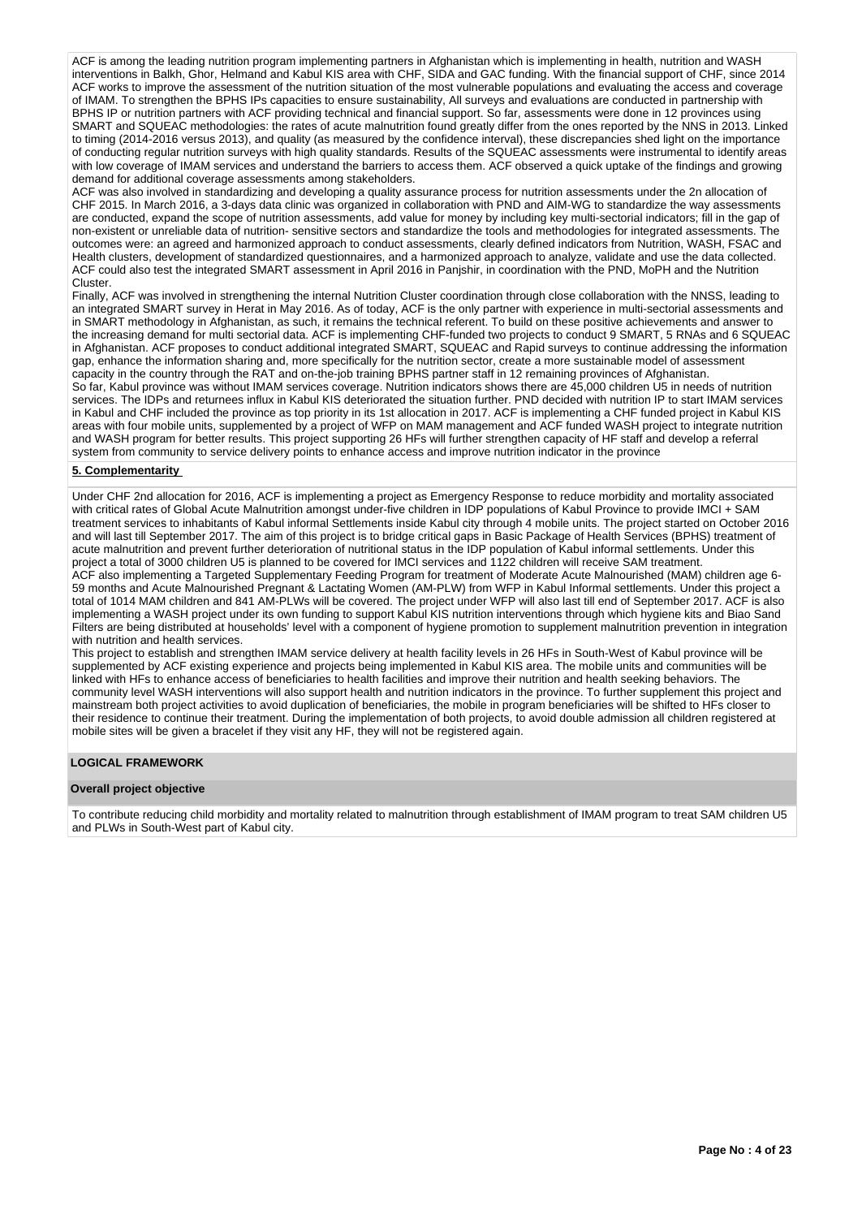ACF is among the leading nutrition program implementing partners in Afghanistan which is implementing in health, nutrition and WASH interventions in Balkh, Ghor, Helmand and Kabul KIS area with CHF, SIDA and GAC funding. With the financial support of CHF, since 2014 ACF works to improve the assessment of the nutrition situation of the most vulnerable populations and evaluating the access and coverage of IMAM. To strengthen the BPHS IPs capacities to ensure sustainability, All surveys and evaluations are conducted in partnership with BPHS IP or nutrition partners with ACF providing technical and financial support. So far, assessments were done in 12 provinces using SMART and SQUEAC methodologies: the rates of acute malnutrition found greatly differ from the ones reported by the NNS in 2013. Linked to timing (2014-2016 versus 2013), and quality (as measured by the confidence interval), these discrepancies shed light on the importance of conducting regular nutrition surveys with high quality standards. Results of the SQUEAC assessments were instrumental to identify areas with low coverage of IMAM services and understand the barriers to access them. ACF observed a quick uptake of the findings and growing demand for additional coverage assessments among stakeholders.
ACF was also involved in standardizing and developing a quality assurance process for nutrition assessments under the 2n allocation of CHF 2015. In March 2016, a 3-days data clinic was organized in collaboration with PND and AIM-WG to standardize the way assessments are conducted, expand the scope of nutrition assessments, add value for money by including key multi-sectorial indicators; fill in the gap of non-existent or unreliable data of nutrition- sensitive sectors and standardize the tools and methodologies for integrated assessments. The outcomes were: an agreed and harmonized approach to conduct assessments, clearly defined indicators from Nutrition, WASH, FSAC and Health clusters, development of standardized questionnaires, and a harmonized approach to analyze, validate and use the data collected. ACF could also test the integrated SMART assessment in April 2016 in Panjshir, in coordination with the PND, MoPH and the Nutrition Cluster.
Finally, ACF was involved in strengthening the internal Nutrition Cluster coordination through close collaboration with the NNSS, leading to an integrated SMART survey in Herat in May 2016. As of today, ACF is the only partner with experience in multi-sectorial assessments and in SMART methodology in Afghanistan, as such, it remains the technical referent. To build on these positive achievements and answer to the increasing demand for multi sectorial data. ACF is implementing CHF-funded two projects to conduct 9 SMART, 5 RNAs and 6 SQUEAC in Afghanistan. ACF proposes to conduct additional integrated SMART, SQUEAC and Rapid surveys to continue addressing the information gap, enhance the information sharing and, more specifically for the nutrition sector, create a more sustainable model of assessment capacity in the country through the RAT and on-the-job training BPHS partner staff in 12 remaining provinces of Afghanistan.
So far, Kabul province was without IMAM services coverage. Nutrition indicators shows there are 45,000 children U5 in needs of nutrition services. The IDPs and returnees influx in Kabul KIS deteriorated the situation further. PND decided with nutrition IP to start IMAM services in Kabul and CHF included the province as top priority in its 1st allocation in 2017. ACF is implementing a CHF funded project in Kabul KIS areas with four mobile units, supplemented by a project of WFP on MAM management and ACF funded WASH project to integrate nutrition and WASH program for better results. This project supporting 26 HFs will further strengthen capacity of HF staff and develop a referral system from community to service delivery points to enhance access and improve nutrition indicator in the province

**5. Complementarity**

Under CHF 2nd allocation for 2016, ACF is implementing a project as Emergency Response to reduce morbidity and mortality associated with critical rates of Global Acute Malnutrition amongst under-five children in IDP populations of Kabul Province to provide IMCI + SAM treatment services to inhabitants of Kabul informal Settlements inside Kabul city through 4 mobile units. The project started on October 2016 and will last till September 2017. The aim of this project is to bridge critical gaps in Basic Package of Health Services (BPHS) treatment of acute malnutrition and prevent further deterioration of nutritional status in the IDP population of Kabul informal settlements. Under this project a total of 3000 children U5 is planned to be covered for IMCI services and 1122 children will receive SAM treatment.
ACF also implementing a Targeted Supplementary Feeding Program for treatment of Moderate Acute Malnourished (MAM) children age 6-59 months and Acute Malnourished Pregnant & Lactating Women (AM-PLW) from WFP in Kabul Informal settlements. Under this project a total of 1014 MAM children and 841 AM-PLWs will be covered. The project under WFP will also last till end of September 2017. ACF is also implementing a WASH project under its own funding to support Kabul KIS nutrition interventions through which hygiene kits and Biao Sand Filters are being distributed at households' level with a component of hygiene promotion to supplement malnutrition prevention in integration with nutrition and health services.
This project to establish and strengthen IMAM service delivery at health facility levels in 26 HFs in South-West of Kabul province will be supplemented by ACF existing experience and projects being implemented in Kabul KIS area. The mobile units and communities will be linked with HFs to enhance access of beneficiaries to health facilities and improve their nutrition and health seeking behaviors. The community level WASH interventions will also support health and nutrition indicators in the province. To further supplement this project and mainstream both project activities to avoid duplication of beneficiaries, the mobile in program beneficiaries will be shifted to HFs closer to their residence to continue their treatment. During the implementation of both projects, to avoid double admission all children registered at mobile sites will be given a bracelet if they visit any HF, they will not be registered again.

## LOGICAL FRAMEWORK

**Overall project objective**

To contribute reducing child morbidity and mortality related to malnutrition through establishment of IMAM program to treat SAM children U5 and PLWs in South-West part of Kabul city.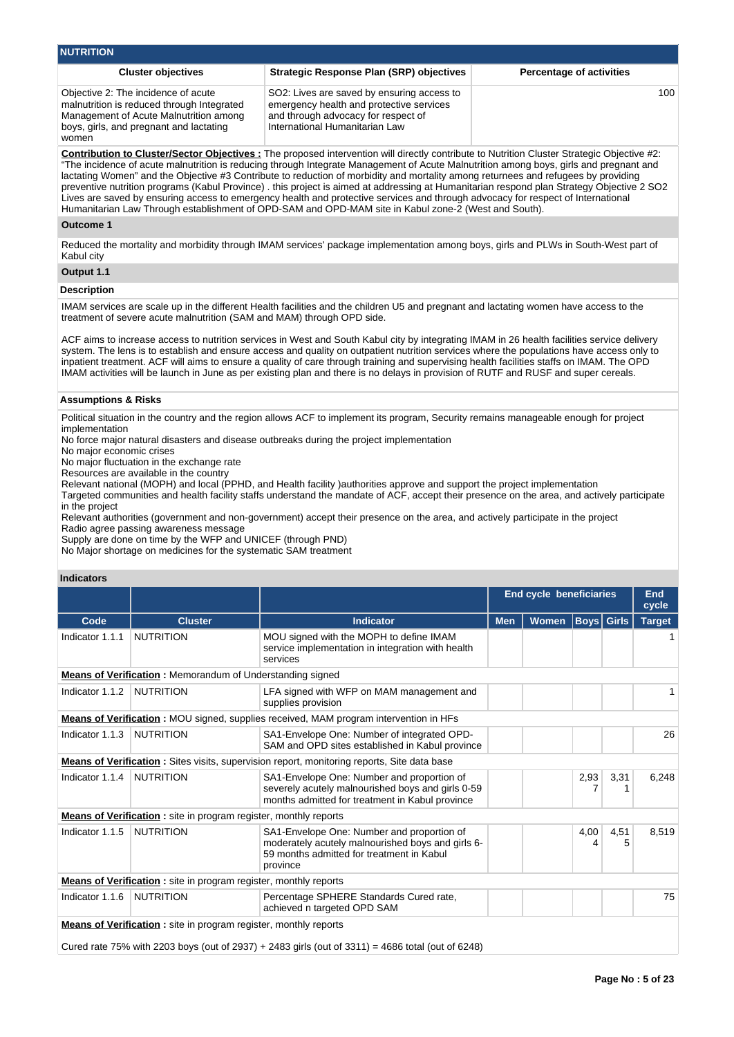## NUTRITION

| Cluster objectives | Strategic Response Plan (SRP) objectives | Percentage of activities |
|---|---|---|
| Objective 2: The incidence of acute malnutrition is reduced through Integrated Management of Acute Malnutrition among boys, girls, and pregnant and lactating women | SO2: Lives are saved by ensuring access to emergency health and protective services and through advocacy for respect of International Humanitarian Law | 100 |

**Contribution to Cluster/Sector Objectives :** The proposed intervention will directly contribute to Nutrition Cluster Strategic Objective #2: "The incidence of acute malnutrition is reducing through Integrate Management of Acute Malnutrition among boys, girls and pregnant and lactating Women" and the Objective #3 Contribute to reduction of morbidity and mortality among returnees and refugees by providing preventive nutrition programs (Kabul Province) . this project is aimed at addressing at Humanitarian respond plan Strategy Objective 2 SO2 Lives are saved by ensuring access to emergency health and protective services and through advocacy for respect of International Humanitarian Law Through establishment of OPD-SAM and OPD-MAM site in Kabul zone-2 (West and South).

### Outcome 1

Reduced the mortality and morbidity through IMAM services' package implementation among boys, girls and PLWs in South-West part of Kabul city

### Output 1.1

#### Description

IMAM services are scale up in the different Health facilities and the children U5 and pregnant and lactating women have access to the treatment of severe acute malnutrition (SAM and MAM) through OPD side.

ACF aims to increase access to nutrition services in West and South Kabul city by integrating IMAM in 26 health facilities service delivery system. The lens is to establish and ensure access and quality on outpatient nutrition services where the populations have access only to inpatient treatment. ACF will aims to ensure a quality of care through training and supervising health facilities staffs on IMAM. The OPD IMAM activities will be launch in June as per existing plan and there is no delays in provision of RUTF and RUSF and super cereals.

#### Assumptions & Risks

Political situation in the country and the region allows ACF to implement its program, Security remains manageable enough for project implementation
No force major natural disasters and disease outbreaks during the project implementation
No major economic crises
No major fluctuation in the exchange rate
Resources are available in the country
Relevant national (MOPH) and local (PPHD, and Health facility )authorities approve and support the project implementation
Targeted communities and health facility staffs understand the mandate of ACF, accept their presence on the area, and actively participate in the project
Relevant authorities (government and non-government) accept their presence on the area, and actively participate in the project
Radio agree passing awareness message
Supply are done on time by the WFP and UNICEF (through PND)
No Major shortage on medicines for the systematic SAM treatment

#### Indicators

| | | | End cycle beneficiaries | | | | End cycle |
|---|---|---|---|---|---|---|---|
| **Code** | **Cluster** | **Indicator** | **Men** | **Women** | **Boys** | **Girls** | **Target** |
| Indicator 1.1.1 | NUTRITION | MOU signed with the MOPH to define IMAM service implementation in integration with health services | | | | | 1 |
| **Means of Verification :** Memorandum of Understanding signed | | | | | | | |
| Indicator 1.1.2 | NUTRITION | LFA signed with WFP on MAM management and supplies provision | | | | | 1 |
| **Means of Verification :** MOU signed, supplies received, MAM program intervention in HFs | | | | | | | |
| Indicator 1.1.3 | NUTRITION | SA1-Envelope One: Number of integrated OPD-SAM and OPD sites established in Kabul province | | | | | 26 |
| **Means of Verification :** Sites visits, supervision report, monitoring reports, Site data base | | | | | | | |
| Indicator 1.1.4 | NUTRITION | SA1-Envelope One: Number and proportion of severely acutely malnourished boys and girls 0-59 months admitted for treatment in Kabul province | | | 2,937 | 3,311 | 6,248 |
| **Means of Verification :** site in program register, monthly reports | | | | | | | |
| Indicator 1.1.5 | NUTRITION | SA1-Envelope One: Number and proportion of moderately acutely malnourished boys and girls 6-59 months admitted for treatment in Kabul province | | | 4,004 | 4,515 | 8,519 |
| **Means of Verification :** site in program register, monthly reports | | | | | | | |
| Indicator 1.1.6 | NUTRITION | Percentage SPHERE Standards Cured rate, achieved n targeted OPD SAM | | | | | 75 |
| **Means of Verification :** site in program register, monthly reports | | | | | | | |

Cured rate 75% with 2203 boys (out of 2937) + 2483 girls (out of 3311) = 4686 total (out of 6248)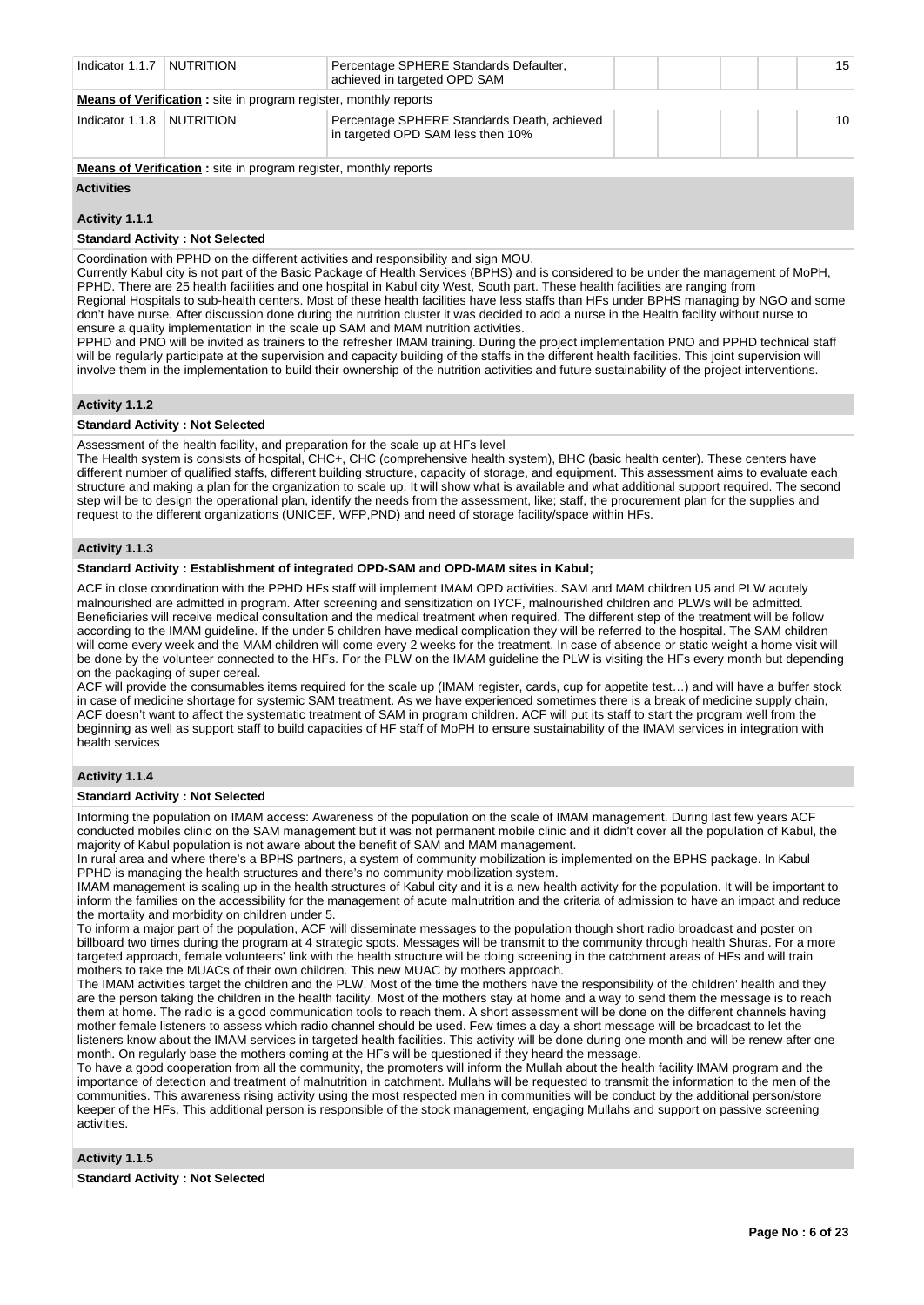| Indicator 1.1.7 | NUTRITION | Percentage SPHERE Standards Defaulter, achieved in targeted OPD SAM | | | | | 15 |
|---|---|---|---|---|---|---|---|

**Means of Verification :** site in program register, monthly reports

| Indicator 1.1.8 | NUTRITION | Percentage SPHERE Standards Death, achieved in targeted OPD SAM less then 10% | | | | | 10 |
|---|---|---|---|---|---|---|---|

**Means of Verification :** site in program register, monthly reports

**Activities**

**Activity 1.1.1**

**Standard Activity : Not Selected**

Coordination with PPHD on the different activities and responsibility and sign MOU.
Currently Kabul city is not part of the Basic Package of Health Services (BPHS) and is considered to be under the management of MoPH, PPHD. There are 25 health facilities and one hospital in Kabul city West, South part. These health facilities are ranging from Regional Hospitals to sub-health centers. Most of these health facilities have less staffs than HFs under BPHS managing by NGO and some don't have nurse. After discussion done during the nutrition cluster it was decided to add a nurse in the Health facility without nurse to ensure a quality implementation in the scale up SAM and MAM nutrition activities.
PPHD and PNO will be invited as trainers to the refresher IMAM training. During the project implementation PNO and PPHD technical staff will be regularly participate at the supervision and capacity building of the staffs in the different health facilities. This joint supervision will involve them in the implementation to build their ownership of the nutrition activities and future sustainability of the project interventions.

**Activity 1.1.2**

**Standard Activity : Not Selected**

Assessment of the health facility, and preparation for the scale up at HFs level
The Health system is consists of hospital, CHC+, CHC (comprehensive health system), BHC (basic health center). These centers have different number of qualified staffs, different building structure, capacity of storage, and equipment. This assessment aims to evaluate each structure and making a plan for the organization to scale up. It will show what is available and what additional support required. The second step will be to design the operational plan, identify the needs from the assessment, like; staff, the procurement plan for the supplies and request to the different organizations (UNICEF, WFP,PND) and need of storage facility/space within HFs.

**Activity 1.1.3**

**Standard Activity : Establishment of integrated OPD-SAM and OPD-MAM sites in Kabul;**

ACF in close coordination with the PPHD HFs staff will implement IMAM OPD activities. SAM and MAM children U5 and PLW acutely malnourished are admitted in program. After screening and sensitization on IYCF, malnourished children and PLWs will be admitted. Beneficiaries will receive medical consultation and the medical treatment when required. The different step of the treatment will be follow according to the IMAM guideline. If the under 5 children have medical complication they will be referred to the hospital. The SAM children will come every week and the MAM children will come every 2 weeks for the treatment. In case of absence or static weight a home visit will be done by the volunteer connected to the HFs. For the PLW on the IMAM guideline the PLW is visiting the HFs every month but depending on the packaging of super cereal.
ACF will provide the consumables items required for the scale up (IMAM register, cards, cup for appetite test…) and will have a buffer stock in case of medicine shortage for systemic SAM treatment. As we have experienced sometimes there is a break of medicine supply chain, ACF doesn't want to affect the systematic treatment of SAM in program children. ACF will put its staff to start the program well from the beginning as well as support staff to build capacities of HF staff of MoPH to ensure sustainability of the IMAM services in integration with health services

**Activity 1.1.4**

**Standard Activity : Not Selected**

Informing the population on IMAM access: Awareness of the population on the scale of IMAM management. During last few years ACF conducted mobiles clinic on the SAM management but it was not permanent mobile clinic and it didn't cover all the population of Kabul, the majority of Kabul population is not aware about the benefit of SAM and MAM management.
In rural area and where there's a BPHS partners, a system of community mobilization is implemented on the BPHS package. In Kabul PPHD is managing the health structures and there's no community mobilization system.
IMAM management is scaling up in the health structures of Kabul city and it is a new health activity for the population. It will be important to inform the families on the accessibility for the management of acute malnutrition and the criteria of admission to have an impact and reduce the mortality and morbidity on children under 5.
To inform a major part of the population, ACF will disseminate messages to the population though short radio broadcast and poster on billboard two times during the program at 4 strategic spots. Messages will be transmit to the community through health Shuras. For a more targeted approach, female volunteers' link with the health structure will be doing screening in the catchment areas of HFs and will train mothers to take the MUACs of their own children. This new MUAC by mothers approach.
The IMAM activities target the children and the PLW. Most of the time the mothers have the responsibility of the children' health and they are the person taking the children in the health facility. Most of the mothers stay at home and a way to send them the message is to reach them at home. The radio is a good communication tools to reach them. A short assessment will be done on the different channels having mother female listeners to assess which radio channel should be used. Few times a day a short message will be broadcast to let the listeners know about the IMAM services in targeted health facilities. This activity will be done during one month and will be renew after one month. On regularly base the mothers coming at the HFs will be questioned if they heard the message.
To have a good cooperation from all the community, the promoters will inform the Mullah about the health facility IMAM program and the importance of detection and treatment of malnutrition in catchment. Mullahs will be requested to transmit the information to the men of the communities. This awareness rising activity using the most respected men in communities will be conduct by the additional person/store keeper of the HFs. This additional person is responsible of the stock management, engaging Mullahs and support on passive screening activities.

**Activity 1.1.5**

**Standard Activity : Not Selected**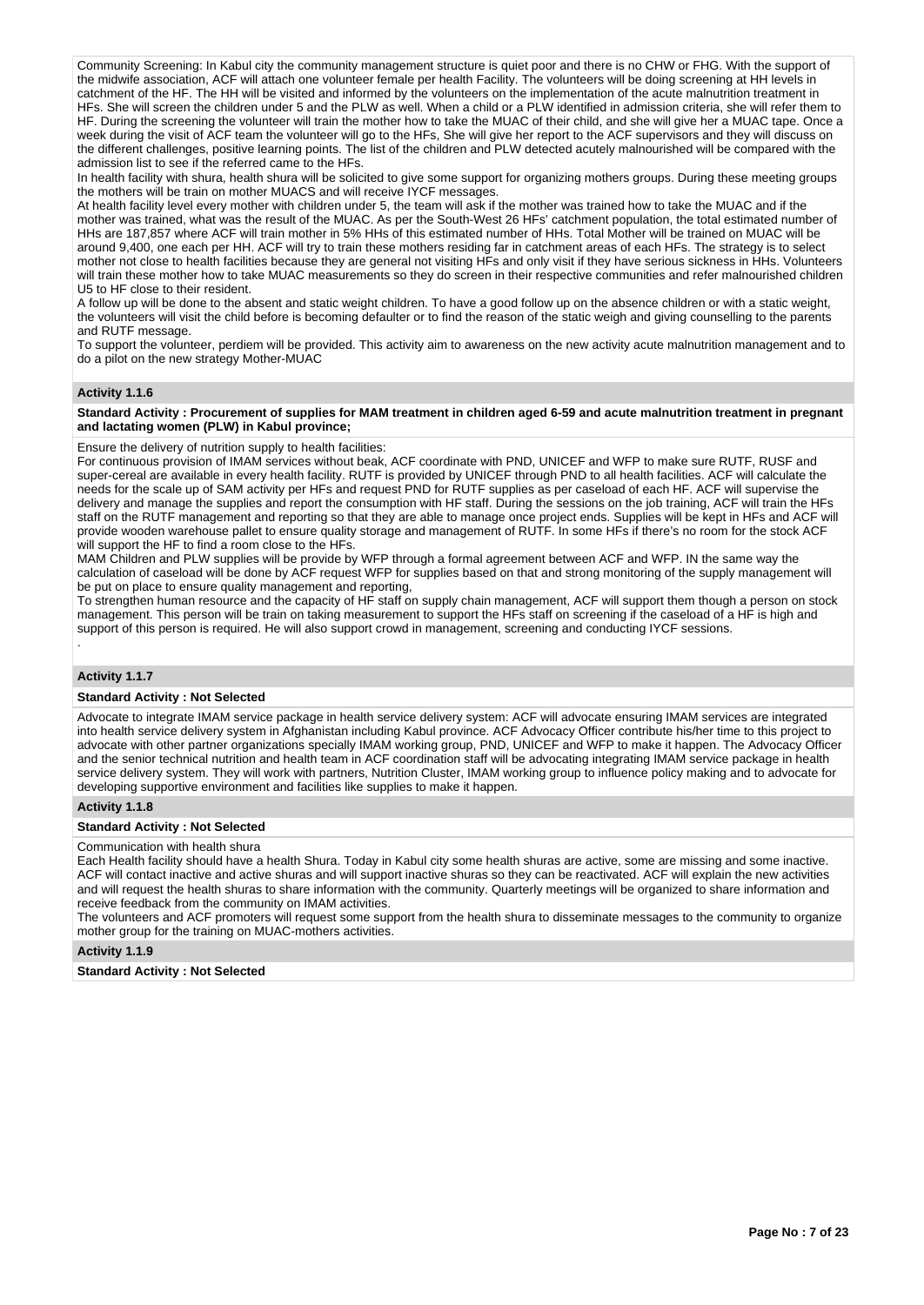Community Screening: In Kabul city the community management structure is quiet poor and there is no CHW or FHG. With the support of the midwife association, ACF will attach one volunteer female per health Facility. The volunteers will be doing screening at HH levels in catchment of the HF. The HH will be visited and informed by the volunteers on the implementation of the acute malnutrition treatment in HFs. She will screen the children under 5 and the PLW as well. When a child or a PLW identified in admission criteria, she will refer them to HF. During the screening the volunteer will train the mother how to take the MUAC of their child, and she will give her a MUAC tape. Once a week during the visit of ACF team the volunteer will go to the HFs, She will give her report to the ACF supervisors and they will discuss on the different challenges, positive learning points. The list of the children and PLW detected acutely malnourished will be compared with the admission list to see if the referred came to the HFs.

In health facility with shura, health shura will be solicited to give some support for organizing mothers groups. During these meeting groups the mothers will be train on mother MUACS and will receive IYCF messages.

At health facility level every mother with children under 5, the team will ask if the mother was trained how to take the MUAC and if the mother was trained, what was the result of the MUAC. As per the South-West 26 HFs' catchment population, the total estimated number of HHs are 187,857 where ACF will train mother in 5% HHs of this estimated number of HHs. Total Mother will be trained on MUAC will be around 9,400, one each per HH. ACF will try to train these mothers residing far in catchment areas of each HFs. The strategy is to select mother not close to health facilities because they are general not visiting HFs and only visit if they have serious sickness in HHs. Volunteers will train these mother how to take MUAC measurements so they do screen in their respective communities and refer malnourished children U5 to HF close to their resident.

A follow up will be done to the absent and static weight children. To have a good follow up on the absence children or with a static weight, the volunteers will visit the child before is becoming defaulter or to find the reason of the static weigh and giving counselling to the parents and RUTF message.

To support the volunteer, perdiem will be provided. This activity aim to awareness on the new activity acute malnutrition management and to do a pilot on the new strategy Mother-MUAC

### Activity 1.1.6

**Standard Activity : Procurement of supplies for MAM treatment in children aged 6-59 and acute malnutrition treatment in pregnant and lactating women (PLW) in Kabul province;**

Ensure the delivery of nutrition supply to health facilities:

For continuous provision of IMAM services without beak, ACF coordinate with PND, UNICEF and WFP to make sure RUTF, RUSF and super-cereal are available in every health facility. RUTF is provided by UNICEF through PND to all health facilities. ACF will calculate the needs for the scale up of SAM activity per HFs and request PND for RUTF supplies as per caseload of each HF. ACF will supervise the delivery and manage the supplies and report the consumption with HF staff. During the sessions on the job training, ACF will train the HFs staff on the RUTF management and reporting so that they are able to manage once project ends. Supplies will be kept in HFs and ACF will provide wooden warehouse pallet to ensure quality storage and management of RUTF. In some HFs if there's no room for the stock ACF will support the HF to find a room close to the HFs.

MAM Children and PLW supplies will be provide by WFP through a formal agreement between ACF and WFP. IN the same way the calculation of caseload will be done by ACF request WFP for supplies based on that and strong monitoring of the supply management will be put on place to ensure quality management and reporting,

To strengthen human resource and the capacity of HF staff on supply chain management, ACF will support them though a person on stock management. This person will be train on taking measurement to support the HFs staff on screening if the caseload of a HF is high and support of this person is required. He will also support crowd in management, screening and conducting IYCF sessions.

.

### Activity 1.1.7

**Standard Activity : Not Selected**

Advocate to integrate IMAM service package in health service delivery system: ACF will advocate ensuring IMAM services are integrated into health service delivery system in Afghanistan including Kabul province. ACF Advocacy Officer contribute his/her time to this project to advocate with other partner organizations specially IMAM working group, PND, UNICEF and WFP to make it happen. The Advocacy Officer and the senior technical nutrition and health team in ACF coordination staff will be advocating integrating IMAM service package in health service delivery system. They will work with partners, Nutrition Cluster, IMAM working group to influence policy making and to advocate for developing supportive environment and facilities like supplies to make it happen.

### Activity 1.1.8

**Standard Activity : Not Selected**

Communication with health shura

Each Health facility should have a health Shura. Today in Kabul city some health shuras are active, some are missing and some inactive. ACF will contact inactive and active shuras and will support inactive shuras so they can be reactivated. ACF will explain the new activities and will request the health shuras to share information with the community. Quarterly meetings will be organized to share information and receive feedback from the community on IMAM activities.

The volunteers and ACF promoters will request some support from the health shura to disseminate messages to the community to organize mother group for the training on MUAC-mothers activities.

### Activity 1.1.9

**Standard Activity : Not Selected**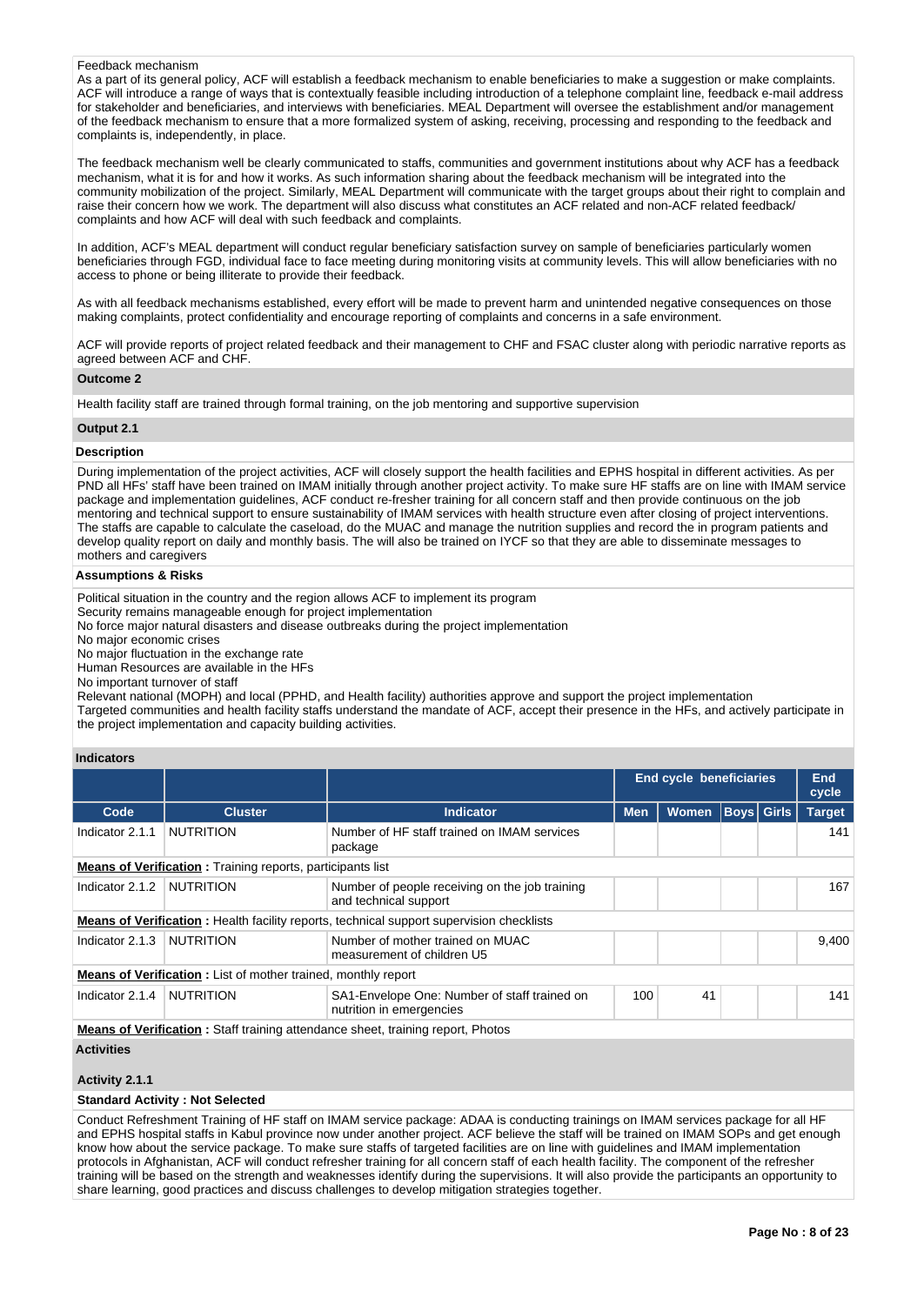Feedback mechanism

As a part of its general policy, ACF will establish a feedback mechanism to enable beneficiaries to make a suggestion or make complaints. ACF will introduce a range of ways that is contextually feasible including introduction of a telephone complaint line, feedback e-mail address for stakeholder and beneficiaries, and interviews with beneficiaries. MEAL Department will oversee the establishment and/or management of the feedback mechanism to ensure that a more formalized system of asking, receiving, processing and responding to the feedback and complaints is, independently, in place.

The feedback mechanism well be clearly communicated to staffs, communities and government institutions about why ACF has a feedback mechanism, what it is for and how it works. As such information sharing about the feedback mechanism will be integrated into the community mobilization of the project. Similarly, MEAL Department will communicate with the target groups about their right to complain and raise their concern how we work. The department will also discuss what constitutes an ACF related and non-ACF related feedback/ complaints and how ACF will deal with such feedback and complaints.

In addition, ACF's MEAL department will conduct regular beneficiary satisfaction survey on sample of beneficiaries particularly women beneficiaries through FGD, individual face to face meeting during monitoring visits at community levels. This will allow beneficiaries with no access to phone or being illiterate to provide their feedback.

As with all feedback mechanisms established, every effort will be made to prevent harm and unintended negative consequences on those making complaints, protect confidentiality and encourage reporting of complaints and concerns in a safe environment.

ACF will provide reports of project related feedback and their management to CHF and FSAC cluster along with periodic narrative reports as agreed between ACF and CHF.

**Outcome 2**

Health facility staff are trained through formal training, on the job mentoring and supportive supervision

**Output 2.1**

**Description**

During implementation of the project activities, ACF will closely support the health facilities and EPHS hospital in different activities. As per PND all HFs' staff have been trained on IMAM initially through another project activity. To make sure HF staffs are on line with IMAM service package and implementation guidelines, ACF conduct re-fresher training for all concern staff and then provide continuous on the job mentoring and technical support to ensure sustainability of IMAM services with health structure even after closing of project interventions. The staffs are capable to calculate the caseload, do the MUAC and manage the nutrition supplies and record the in program patients and develop quality report on daily and monthly basis. The will also be trained on IYCF so that they are able to disseminate messages to mothers and caregivers

**Assumptions & Risks**

Political situation in the country and the region allows ACF to implement its program
Security remains manageable enough for project implementation
No force major natural disasters and disease outbreaks during the project implementation
No major economic crises
No major fluctuation in the exchange rate
Human Resources are available in the HFs
No important turnover of staff
Relevant national (MOPH) and local (PPHD, and Health facility) authorities approve and support the project implementation
Targeted communities and health facility staffs understand the mandate of ACF, accept their presence in the HFs, and actively participate in the project implementation and capacity building activities.

**Indicators**

| | | | End cycle beneficiaries | | | | End cycle |
|---|---|---|---|---|---|---|---|
| **Code** | **Cluster** | **Indicator** | **Men** | **Women** | **Boys** | **Girls** | **Target** |
| Indicator 2.1.1 | NUTRITION | Number of HF staff trained on IMAM services package | | | | | 141 |
| **Means of Verification :** Training reports, participants list | | | | | | | |
| Indicator 2.1.2 | NUTRITION | Number of people receiving on the job training and technical support | | | | | 167 |
| **Means of Verification :** Health facility reports, technical support supervision checklists | | | | | | | |
| Indicator 2.1.3 | NUTRITION | Number of mother trained on MUAC measurement of children U5 | | | | | 9,400 |
| **Means of Verification :** List of mother trained, monthly report | | | | | | | |
| Indicator 2.1.4 | NUTRITION | SA1-Envelope One: Number of staff trained on nutrition in emergencies | 100 | 41 | | | 141 |
| **Means of Verification :** Staff training attendance sheet, training report, Photos | | | | | | | |

**Activities**

**Activity 2.1.1**

**Standard Activity : Not Selected**

Conduct Refreshment Training of HF staff on IMAM service package: ADAA is conducting trainings on IMAM services package for all HF and EPHS hospital staffs in Kabul province now under another project. ACF believe the staff will be trained on IMAM SOPs and get enough know how about the service package. To make sure staffs of targeted facilities are on line with guidelines and IMAM implementation protocols in Afghanistan, ACF will conduct refresher training for all concern staff of each health facility. The component of the refresher training will be based on the strength and weaknesses identify during the supervisions. It will also provide the participants an opportunity to share learning, good practices and discuss challenges to develop mitigation strategies together.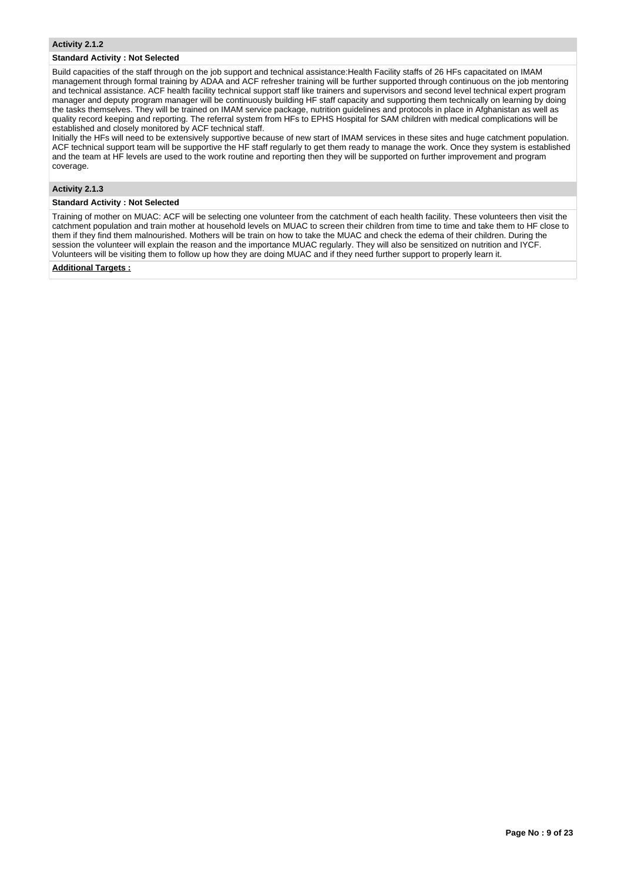### Activity 2.1.2

**Standard Activity : Not Selected**

Build capacities of the staff through on the job support and technical assistance:Health Facility staffs of 26 HFs capacitated on IMAM management through formal training by ADAA and ACF refresher training will be further supported through continuous on the job mentoring and technical assistance. ACF health facility technical support staff like trainers and supervisors and second level technical expert program manager and deputy program manager will be continuously building HF staff capacity and supporting them technically on learning by doing the tasks themselves. They will be trained on IMAM service package, nutrition guidelines and protocols in place in Afghanistan as well as quality record keeping and reporting. The referral system from HFs to EPHS Hospital for SAM children with medical complications will be established and closely monitored by ACF technical staff.
Initially the HFs will need to be extensively supportive because of new start of IMAM services in these sites and huge catchment population. ACF technical support team will be supportive the HF staff regularly to get them ready to manage the work. Once they system is established and the team at HF levels are used to the work routine and reporting then they will be supported on further improvement and program coverage.

### Activity 2.1.3

**Standard Activity : Not Selected**

Training of mother on MUAC: ACF will be selecting one volunteer from the catchment of each health facility. These volunteers then visit the catchment population and train mother at household levels on MUAC to screen their children from time to time and take them to HF close to them if they find them malnourished. Mothers will be train on how to take the MUAC and check the edema of their children. During the session the volunteer will explain the reason and the importance MUAC regularly. They will also be sensitized on nutrition and IYCF. Volunteers will be visiting them to follow up how they are doing MUAC and if they need further support to properly learn it.

**Additional Targets :**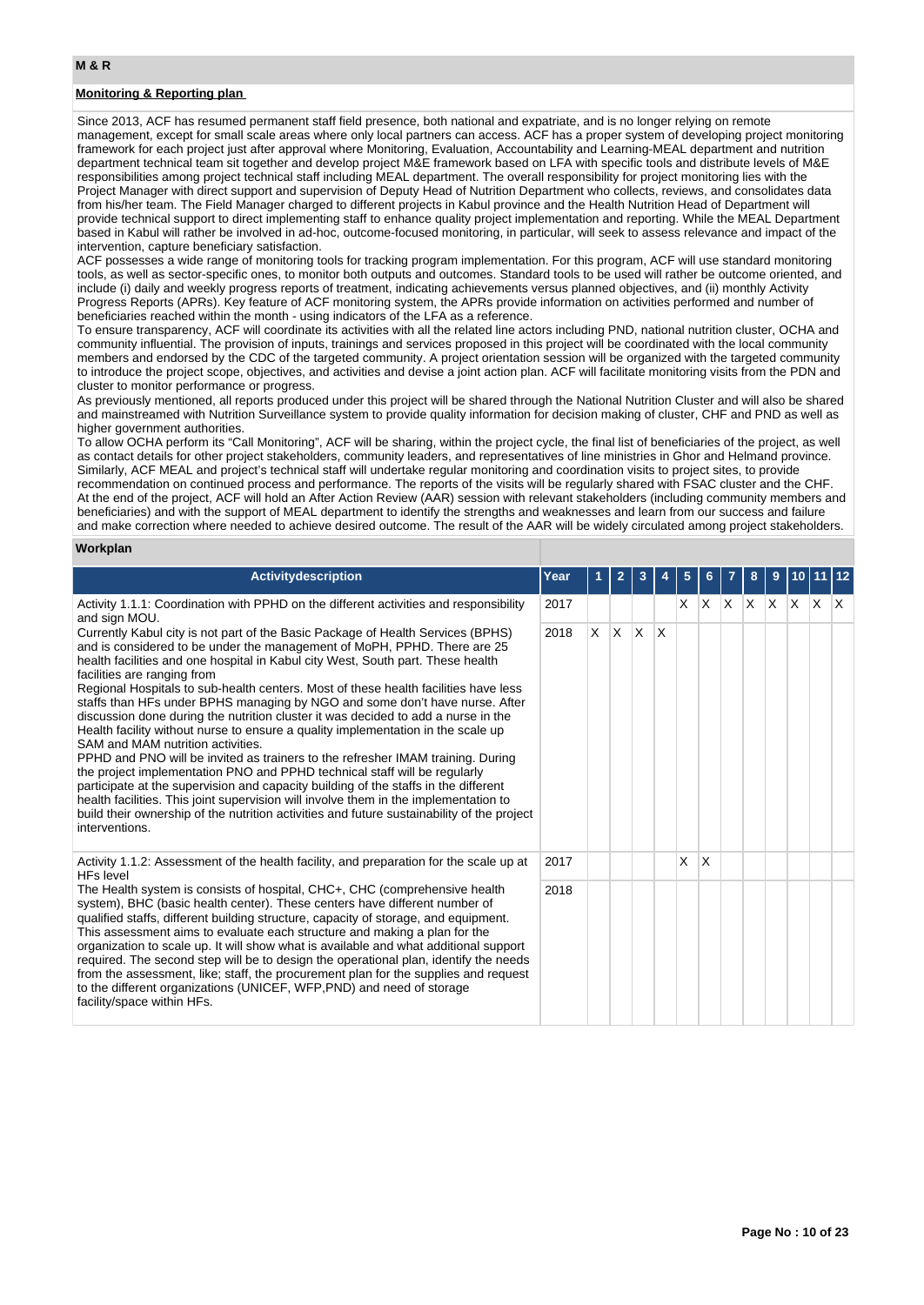## M & R

**Monitoring & Reporting plan**

Since 2013, ACF has resumed permanent staff field presence, both national and expatriate, and is no longer relying on remote management, except for small scale areas where only local partners can access. ACF has a proper system of developing project monitoring framework for each project just after approval where Monitoring, Evaluation, Accountability and Learning-MEAL department and nutrition department technical team sit together and develop project M&E framework based on LFA with specific tools and distribute levels of M&E responsibilities among project technical staff including MEAL department. The overall responsibility for project monitoring lies with the Project Manager with direct support and supervision of Deputy Head of Nutrition Department who collects, reviews, and consolidates data from his/her team. The Field Manager charged to different projects in Kabul province and the Health Nutrition Head of Department will provide technical support to direct implementing staff to enhance quality project implementation and reporting. While the MEAL Department based in Kabul will rather be involved in ad-hoc, outcome-focused monitoring, in particular, will seek to assess relevance and impact of the intervention, capture beneficiary satisfaction.

ACF possesses a wide range of monitoring tools for tracking program implementation. For this program, ACF will use standard monitoring tools, as well as sector-specific ones, to monitor both outputs and outcomes. Standard tools to be used will rather be outcome oriented, and include (i) daily and weekly progress reports of treatment, indicating achievements versus planned objectives, and (ii) monthly Activity Progress Reports (APRs). Key feature of ACF monitoring system, the APRs provide information on activities performed and number of beneficiaries reached within the month - using indicators of the LFA as a reference.

To ensure transparency, ACF will coordinate its activities with all the related line actors including PND, national nutrition cluster, OCHA and community influential. The provision of inputs, trainings and services proposed in this project will be coordinated with the local community members and endorsed by the CDC of the targeted community. A project orientation session will be organized with the targeted community to introduce the project scope, objectives, and activities and devise a joint action plan. ACF will facilitate monitoring visits from the PDN and cluster to monitor performance or progress.

As previously mentioned, all reports produced under this project will be shared through the National Nutrition Cluster and will also be shared and mainstreamed with Nutrition Surveillance system to provide quality information for decision making of cluster, CHF and PND as well as higher government authorities.

To allow OCHA perform its "Call Monitoring", ACF will be sharing, within the project cycle, the final list of beneficiaries of the project, as well as contact details for other project stakeholders, community leaders, and representatives of line ministries in Ghor and Helmand province. Similarly, ACF MEAL and project's technical staff will undertake regular monitoring and coordination visits to project sites, to provide recommendation on continued process and performance. The reports of the visits will be regularly shared with FSAC cluster and the CHF. At the end of the project, ACF will hold an After Action Review (AAR) session with relevant stakeholders (including community members and beneficiaries) and with the support of MEAL department to identify the strengths and weaknesses and learn from our success and failure and make correction where needed to achieve desired outcome. The result of the AAR will be widely circulated among project stakeholders.

**Workplan**

| Activitydescription | Year | 1 | 2 | 3 | 4 | 5 | 6 | 7 | 8 | 9 | 10 | 11 | 12 |
|---|---|---|---|---|---|---|---|---|---|---|---|---|---|
| Activity 1.1.1: Coordination with PPHD on the different activities and responsibility and sign MOU.<br><br>Currently Kabul city is not part of the Basic Package of Health Services (BPHS) and is considered to be under the management of MoPH, PPHD. There are 25 health facilities and one hospital in Kabul city West, South part. These health facilities are ranging from<br>Regional Hospitals to sub-health centers. Most of these health facilities have less staffs than HFs under BPHS managing by NGO and some don't have nurse. After discussion done during the nutrition cluster it was decided to add a nurse in the Health facility without nurse to ensure a quality implementation in the scale up SAM and MAM nutrition activities.<br>PPHD and PNO will be invited as trainers to the refresher IMAM training. During the project implementation PNO and PPHD technical staff will be regularly participate at the supervision and capacity building of the staffs in the different health facilities. This joint supervision will involve them in the implementation to build their ownership of the nutrition activities and future sustainability of the project interventions. | 2017 | | | | | X | X | X | X | X | X | X | X |
| | 2018 | X | X | X | X | | | | | | | | |
| Activity 1.1.2: Assessment of the health facility, and preparation for the scale up at HFs level<br><br>The Health system is consists of hospital, CHC+, CHC (comprehensive health system), BHC (basic health center). These centers have different number of qualified staffs, different building structure, capacity of storage, and equipment. This assessment aims to evaluate each structure and making a plan for the organization to scale up. It will show what is available and what additional support required. The second step will be to design the operational plan, identify the needs from the assessment, like; staff, the procurement plan for the supplies and request to the different organizations (UNICEF, WFP,PND) and need of storage facility/space within HFs. | 2017 | | | | | X | X | | | | | | |
| | 2018 | | | | | | | | | | | | |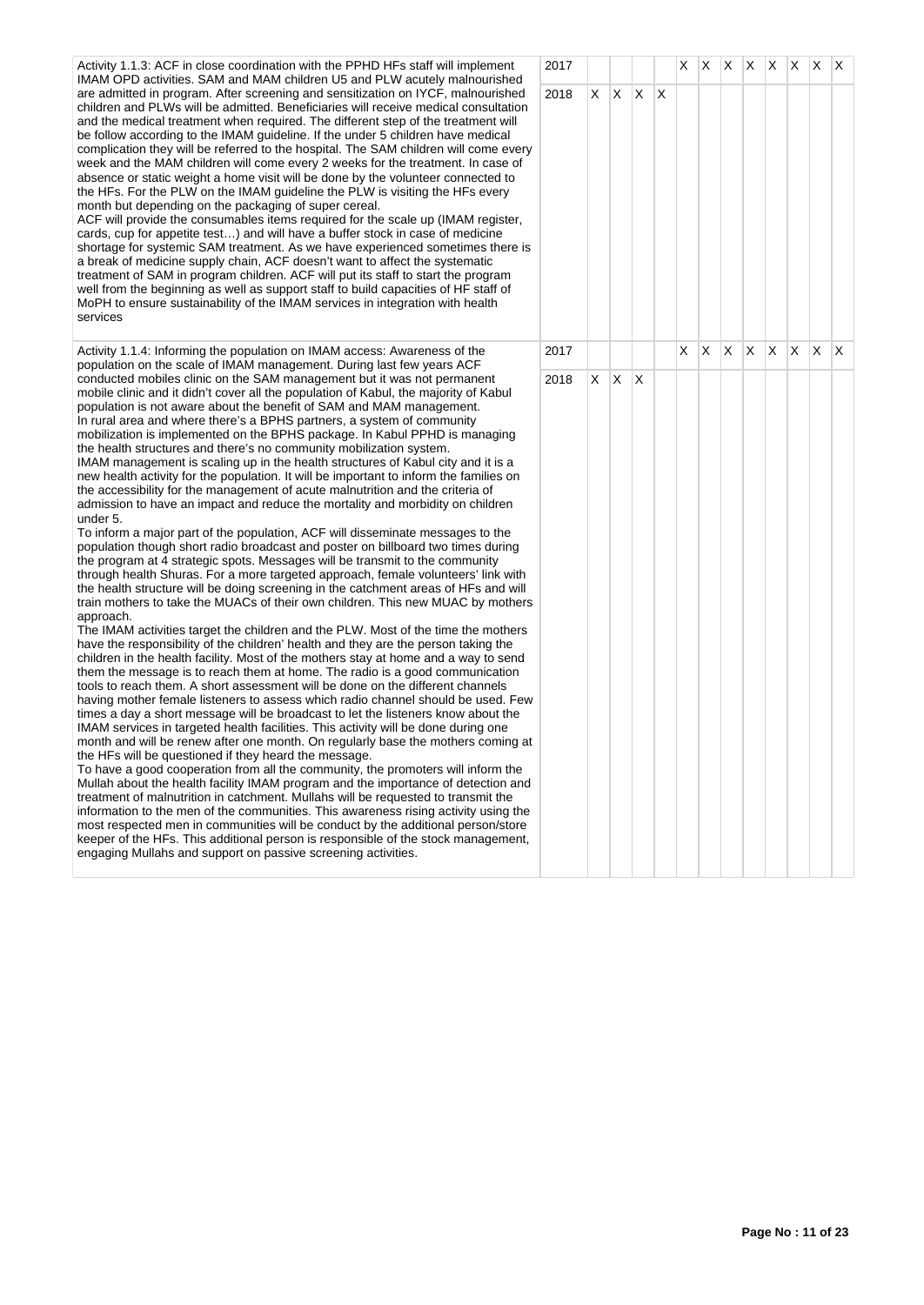| Activity | Year | 1 | 2 | 3 | 4 | 5 | 6 | 7 | 8 | 9 | 10 | 11 | 12 |
|---|---|---|---|---|---|---|---|---|---|---|---|---|---|
| Activity 1.1.3: ACF in close coordination with the PPHD HFs staff will implement IMAM OPD activities. SAM and MAM children U5 and PLW acutely malnourished are admitted in program. After screening and sensitization on IYCF, malnourished children and PLWs will be admitted. Beneficiaries will receive medical consultation and the medical treatment when required. The different step of the treatment will be follow according to the IMAM guideline. If the under 5 children have medical complication they will be referred to the hospital. The SAM children will come every week and the MAM children will come every 2 weeks for the treatment. In case of absence or static weight a home visit will be done by the volunteer connected to the HFs. For the PLW on the IMAM guideline the PLW is visiting the HFs every month but depending on the packaging of super cereal.<br>ACF will provide the consumables items required for the scale up (IMAM register, cards, cup for appetite test…) and will have a buffer stock in case of medicine shortage for systemic SAM treatment. As we have experienced sometimes there is a break of medicine supply chain, ACF doesn't want to affect the systematic treatment of SAM in program children. ACF will put its staff to start the program well from the beginning as well as support staff to build capacities of HF staff of MoPH to ensure sustainability of the IMAM services in integration with health services | 2017 | | | | | X | X | X | X | X | X | X | X |
| | 2018 | X | X | X | X | | | | | | | | |
| Activity 1.1.4: Informing the population on IMAM access: Awareness of the population on the scale of IMAM management. During last few years ACF conducted mobiles clinic on the SAM management but it was not permanent mobile clinic and it didn't cover all the population of Kabul, the majority of Kabul population is not aware about the benefit of SAM and MAM management.<br>In rural area and where there's a BPHS partners, a system of community mobilization is implemented on the BPHS package. In Kabul PPHD is managing the health structures and there's no community mobilization system.<br>IMAM management is scaling up in the health structures of Kabul city and it is a new health activity for the population. It will be important to inform the families on the accessibility for the management of acute malnutrition and the criteria of admission to have an impact and reduce the mortality and morbidity on children under 5.<br>To inform a major part of the population, ACF will disseminate messages to the population though short radio broadcast and poster on billboard two times during the program at 4 strategic spots. Messages will be transmit to the community through health Shuras. For a more targeted approach, female volunteers' link with the health structure will be doing screening in the catchment areas of HFs and will train mothers to take the MUACs of their own children. This new MUAC by mothers approach.<br>The IMAM activities target the children and the PLW. Most of the time the mothers have the responsibility of the children' health and they are the person taking the children in the health facility. Most of the mothers stay at home and a way to send them the message is to reach them at home. The radio is a good communication tools to reach them. A short assessment will be done on the different channels having mother female listeners to assess which radio channel should be used. Few times a day a short message will be broadcast to let the listeners know about the IMAM services in targeted health facilities. This activity will be done during one month and will be renew after one month. On regularly base the mothers coming at the HFs will be questioned if they heard the message.<br>To have a good cooperation from all the community, the promoters will inform the Mullah about the health facility IMAM program and the importance of detection and treatment of malnutrition in catchment. Mullahs will be requested to transmit the information to the men of the communities. This awareness rising activity using the most respected men in communities will be conduct by the additional person/store keeper of the HFs. This additional person is responsible of the stock management, engaging Mullahs and support on passive screening activities. | 2017 | | | | | X | X | X | X | X | X | X | X |
| | 2018 | X | X | X | | | | | | | | | |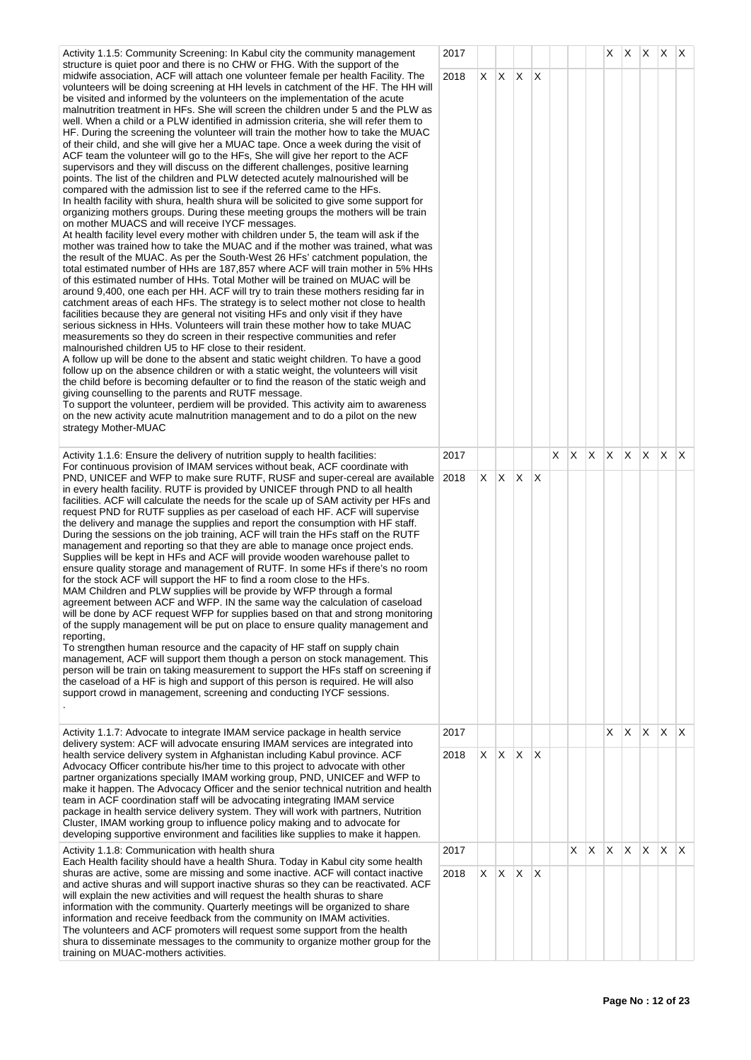| | | | | | | | | | | | | | |
|---|---|---|---|---|---|---|---|---|---|---|---|---|---|
| Activity 1.1.5: Community Screening: In Kabul city the community management structure is quiet poor and there is no CHW or FHG. With the support of the midwife association, ACF will attach one volunteer female per health Facility. The volunteers will be doing screening at HH levels in catchment of the HF. The HH will be visited and informed by the volunteers on the implementation of the acute malnutrition treatment in HFs. She will screen the children under 5 and the PLW as well. When a child or a PLW identified in admission criteria, she will refer them to HF. During the screening the volunteer will train the mother how to take the MUAC of their child, and she will give her a MUAC tape. Once a week during the visit of ACF team the volunteer will go to the HFs, She will give her report to the ACF supervisors and they will discuss on the different challenges, positive learning points. The list of the children and PLW detected acutely malnourished will be compared with the admission list to see if the referred came to the HFs.<br>In health facility with shura, health shura will be solicited to give some support for organizing mothers groups. During these meeting groups the mothers will be train on mother MUACS and will receive IYCF messages.<br>At health facility level every mother with children under 5, the team will ask if the mother was trained how to take the MUAC and if the mother was trained, what was the result of the MUAC. As per the South-West 26 HFs' catchment population, the total estimated number of HHs are 187,857 where ACF will train mother in 5% HHs of this estimated number of HHs. Total Mother will be trained on MUAC will be around 9,400, one each per HH. ACF will try to train these mothers residing far in catchment areas of each HFs. The strategy is to select mother not close to health facilities because they are general not visiting HFs and only visit if they have serious sickness in HHs. Volunteers will train these mother how to take MUAC measurements so they do screen in their respective communities and refer malnourished children U5 to HF close to their resident.<br>A follow up will be done to the absent and static weight children. To have a good follow up on the absence children or with a static weight, the volunteers will visit the child before is becoming defaulter or to find the reason of the static weigh and giving counselling to the parents and RUTF message.<br>To support the volunteer, perdiem will be provided. This activity aim to awareness on the new activity acute malnutrition management and to do a pilot on the new strategy Mother-MUAC | 2017 | | | | | | | | X | X | X | X | X |
| | 2018 | X | X | X | X | | | | | | | | |
| Activity 1.1.6: Ensure the delivery of nutrition supply to health facilities:<br>For continuous provision of IMAM services without beak, ACF coordinate with PND, UNICEF and WFP to make sure RUTF, RUSF and super-cereal are available in every health facility. RUTF is provided by UNICEF through PND to all health facilities. ACF will calculate the needs for the scale up of SAM activity per HFs and request PND for RUTF supplies as per caseload of each HF. ACF will supervise the delivery and manage the supplies and report the consumption with HF staff. During the sessions on the job training, ACF will train the HFs staff on the RUTF management and reporting so that they are able to manage once project ends. Supplies will be kept in HFs and ACF will provide wooden warehouse pallet to ensure quality storage and management of RUTF. In some HFs if there's no room for the stock ACF will support the HF to find a room close to the HFs.<br>MAM Children and PLW supplies will be provide by WFP through a formal agreement between ACF and WFP. IN the same way the calculation of caseload will be done by ACF request WFP for supplies based on that and strong monitoring of the supply management will be put on place to ensure quality management and reporting,<br>To strengthen human resource and the capacity of HF staff on supply chain management, ACF will support them though a person on stock management. This person will be train on taking measurement to support the HFs staff on screening if the caseload of a HF is high and support of this person is required. He will also support crowd in management, screening and conducting IYCF sessions.<br>. | 2017 | | | | | X | X | X | X | X | X | X | X |
| | 2018 | X | X | X | X | | | | | | | | |
| Activity 1.1.7: Advocate to integrate IMAM service package in health service delivery system: ACF will advocate ensuring IMAM services are integrated into health service delivery system in Afghanistan including Kabul province. ACF Advocacy Officer contribute his/her time to this project to advocate with other partner organizations specially IMAM working group, PND, UNICEF and WFP to make it happen. The Advocacy Officer and the senior technical nutrition and health team in ACF coordination staff will be advocating integrating IMAM service package in health service delivery system. They will work with partners, Nutrition Cluster, IMAM working group to influence policy making and to advocate for developing supportive environment and facilities like supplies to make it happen. | 2017 | | | | | | | | X | X | X | X | X |
| | 2018 | X | X | X | X | | | | | | | | |
| Activity 1.1.8: Communication with health shura<br>Each Health facility should have a health Shura. Today in Kabul city some health shuras are active, some are missing and some inactive. ACF will contact inactive and active shuras and will support inactive shuras so they can be reactivated. ACF will explain the new activities and will request the health shuras to share information with the community. Quarterly meetings will be organized to share information and receive feedback from the community on IMAM activities.<br>The volunteers and ACF promoters will request some support from the health shura to disseminate messages to the community to organize mother group for the training on MUAC-mothers activities. | 2017 | | | | | | X | X | X | X | X | X | X |
| | 2018 | X | X | X | X | | | | | | | | |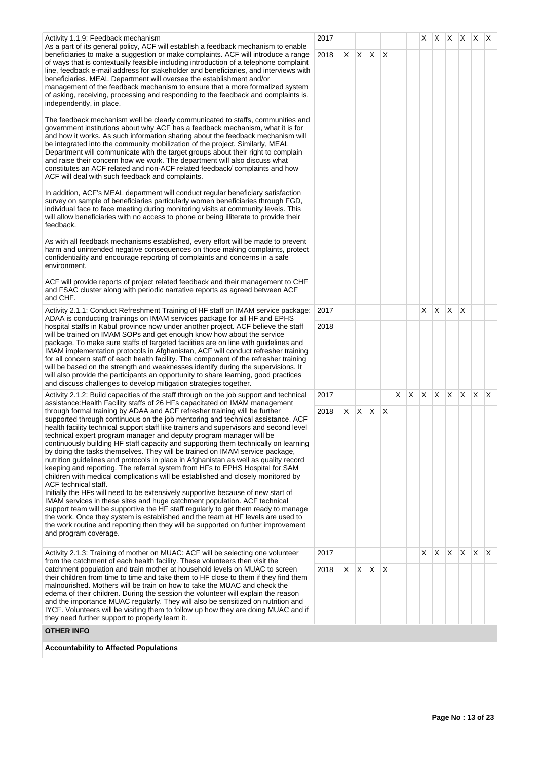| Activity | Year | 1 | 2 | 3 | 4 | 5 | 6 | 7 | 8 | 9 | 10 | 11 | 12 |
|---|---|---|---|---|---|---|---|---|---|---|---|---|---|
| Activity 1.1.9: Feedback mechanism<br>As a part of its general policy, ACF will establish a feedback mechanism to enable beneficiaries to make a suggestion or make complaints. ACF will introduce a range of ways that is contextually feasible including introduction of a telephone complaint line, feedback e-mail address for stakeholder and beneficiaries, and interviews with beneficiaries. MEAL Department will oversee the establishment and/or management of the feedback mechanism to ensure that a more formalized system of asking, receiving, processing and responding to the feedback and complaints is, independently, in place.<br><br>The feedback mechanism well be clearly communicated to staffs, communities and government institutions about why ACF has a feedback mechanism, what it is for and how it works. As such information sharing about the feedback mechanism will be integrated into the community mobilization of the project. Similarly, MEAL Department will communicate with the target groups about their right to complain and raise their concern how we work. The department will also discuss what constitutes an ACF related and non-ACF related feedback/ complaints and how ACF will deal with such feedback and complaints.<br><br>In addition, ACF's MEAL department will conduct regular beneficiary satisfaction survey on sample of beneficiaries particularly women beneficiaries through FGD, individual face to face meeting during monitoring visits at community levels. This will allow beneficiaries with no access to phone or being illiterate to provide their feedback.<br><br>As with all feedback mechanisms established, every effort will be made to prevent harm and unintended negative consequences on those making complaints, protect confidentiality and encourage reporting of complaints and concerns in a safe environment.<br><br>ACF will provide reports of project related feedback and their management to CHF and FSAC cluster along with periodic narrative reports as agreed between ACF and CHF. | 2017 | | | | | | | X | X | X | X | X | X |
| | 2018 | X | X | X | X | | | | | | | | |
| Activity 2.1.1: Conduct Refreshment Training of HF staff on IMAM service package: ADAA is conducting trainings on IMAM services package for all HF and EPHS hospital staffs in Kabul province now under another project. ACF believe the staff will be trained on IMAM SOPs and get enough know how about the service package. To make sure staffs of targeted facilities are on line with guidelines and IMAM implementation protocols in Afghanistan, ACF will conduct refresher training for all concern staff of each health facility. The component of the refresher training will be based on the strength and weaknesses identify during the supervisions. It will also provide the participants an opportunity to share learning, good practices and discuss challenges to develop mitigation strategies together. | 2017 | | | | | | | X | X | X | X | | |
| | 2018 | | | | | | | | | | | | |
| Activity 2.1.2: Build capacities of the staff through on the job support and technical assistance:Health Facility staffs of 26 HFs capacitated on IMAM management through formal training by ADAA and ACF refresher training will be further supported through continuous on the job mentoring and technical assistance. ACF health facility technical support staff like trainers and supervisors and second level technical expert program manager and deputy program manager will be continuously building HF staff capacity and supporting them technically on learning by doing the tasks themselves. They will be trained on IMAM service package, nutrition guidelines and protocols in place in Afghanistan as well as quality record keeping and reporting. The referral system from HFs to EPHS Hospital for SAM children with medical complications will be established and closely monitored by ACF technical staff.<br>Initially the HFs will need to be extensively supportive because of new start of IMAM services in these sites and huge catchment population. ACF technical support team will be supportive the HF staff regularly to get them ready to manage the work. Once they system is established and the team at HF levels are used to the work routine and reporting then they will be supported on further improvement and program coverage. | 2017 | | | | | X | X | X | X | X | X | X | X |
| | 2018 | X | X | X | X | | | | | | | | |
| Activity 2.1.3: Training of mother on MUAC: ACF will be selecting one volunteer from the catchment of each health facility. These volunteers then visit the catchment population and train mother at household levels on MUAC to screen their children from time to time and take them to HF close to them if they find them malnourished. Mothers will be train on how to take the MUAC and check the edema of their children. During the session the volunteer will explain the reason and the importance MUAC regularly. They will also be sensitized on nutrition and IYCF. Volunteers will be visiting them to follow up how they are doing MUAC and if they need further support to properly learn it. | 2017 | | | | | | | X | X | X | X | X | X |
| | 2018 | X | X | X | X | | | | | | | | |

## OTHER INFO

**Accountability to Affected Populations**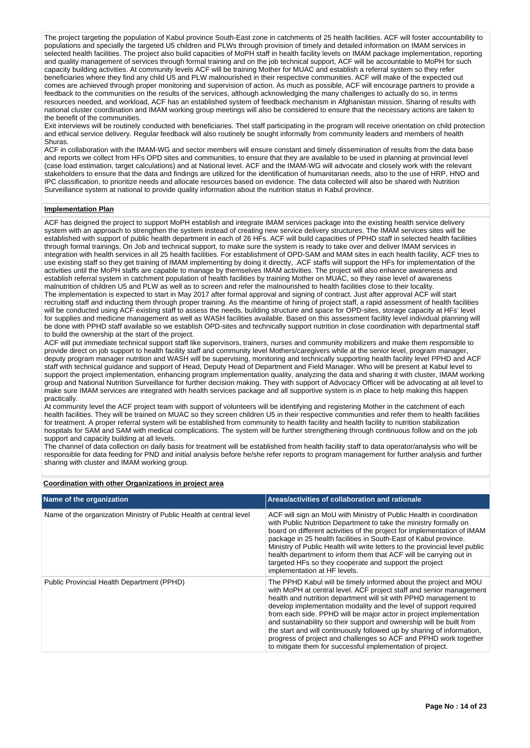The project targeting the population of Kabul province South-East zone in catchments of 25 health facilities. ACF will foster accountability to populations and specially the targeted U5 children and PLWs through provision of timely and detailed information on IMAM services in selected health facilities. The project also build capacities of MoPH staff in health facility levels on IMAM package implementation, reporting and quality management of services through formal training and on the job technical support, ACF will be accountable to MoPH for such capacity building activities. At community levels ACF will be training Mother for MUAC and establish a referral system so they refer beneficiaries where they find any child U5 and PLW malnourished in their respective communities. ACF will make of the expected out comes are achieved through proper monitoring and supervision of action. As much as possible, ACF will encourage partners to provide a feedback to the communities on the results of the services, although acknowledging the many challenges to actually do so, in terms resources needed, and workload, ACF has an established system of feedback mechanism in Afghanistan mission. Sharing of results with national cluster coordination and IMAM working group meetings will also be considered to ensure that the necessary actions are taken to the benefit of the communities.

Exit interviews will be routinely conducted with beneficiaries. Thel staff participating in the program will receive orientation on child protection and ethical service delivery. Regular feedback will also routinely be sought informally from community leaders and members of health Shuras.

ACF in collaboration with the IMAM-WG and sector members will ensure constant and timely dissemination of results from the data base and reports we collect from HFs OPD sites and communities, to ensure that they are available to be used in planning at provincial level (case load estimation, target calculations) and at National level. ACF and the IMAM-WG will advocate and closely work with the relevant stakeholders to ensure that the data and findings are utilized for the identification of humanitarian needs, also to the use of HRP, HNO and IPC classification, to prioritize needs and allocate resources based on evidence. The data collected will also be shared with Nutrition Surveillance system at national to provide quality information about the nutrition status in Kabul province.

**Implementation Plan**

ACF has deigned the project to support MoPH establish and integrate IMAM services package into the existing health service delivery system with an approach to strengthen the system instead of creating new service delivery structures. The IMAM services sites will be established with support of public health department in each of 26 HFs. ACF will build capacities of PPHD staff in selected health facilities through formal trainings, On Job and technical support, to make sure the system is ready to take over and deliver IMAM services in integration with health services in all 25 health facilities. For establishment of OPD-SAM and MAM sites in each health facility, ACF tries to use existing staff so they get training of IMAM implementing by doing it directly, .ACF staffs will support the HFs for implementation of the activities until the MoPH staffs are capable to manage by themselves IMAM activities. The project will also enhance awareness and establish referral system in catchment population of health facilities by training Mother on MUAC, so they raise level of awareness malnutrition of children U5 and PLW as well as to screen and refer the malnourished to health facilities close to their locality.
The implementation is expected to start in May 2017 after formal approval and signing of contract. Just after approval ACF will start recruiting staff and inducting them through proper training. As the meantime of hiring of project staff, a rapid assessment of health facilities will be conducted using ACF existing staff to assess the needs, building structure and space for OPD-sites, storage capacity at HFs' level for supplies and medicine management as well as WASH facilities available. Based on this assessment facility level individual planning will be done with PPHD staff available so we establish OPD-sites and technically support nutrition in close coordination with departmental staff to build the ownership at the start of the project.
ACF will put immediate technical support staff like supervisors, trainers, nurses and community mobilizers and make them responsible to provide direct on job support to health facility staff and community level Mothers/caregivers while at the senior level, program manager, deputy program manager nutrition and WASH will be supervising, monitoring and technically supporting health facility level PPHD and ACF staff with technical guidance and support of Head, Deputy Head of Department and Field Manager. Who will be present at Kabul level to support the project implementation, enhancing program implementation quality, analyzing the data and sharing it with cluster, IMAM working group and National Nutrition Surveillance for further decision making. They with support of Advocacy Officer will be advocating at all level to make sure IMAM services are integrated with health services package and all supportive system is in place to help making this happen practically.
At community level the ACF project team with support of volunteers will be identifying and registering Mother in the catchment of each health facilities. They will be trained on MUAC so they screen children U5 in their respective communities and refer them to health facilities for treatment. A proper referral system will be established from community to health facility and health facility to nutrition stabilization hospitals for SAM and SAM with medical complications. The system will be further strengthening through continuous follow and on the job support and capacity building at all levels.
The channel of data collection on daily basis for treatment will be established from health facility staff to data operator/analysis who will be responsible for data feeding for PND and initial analysis before he/she refer reports to program management for further analysis and further sharing with cluster and IMAM working group.

**Coordination with other Organizations in project area**

| Name of the organization | Areas/activities of collaboration and rationale |
|---|---|
| Name of the organization Ministry of Public Health at central level | ACF will sign an MoU with Ministry of Public Health in coordination with Public Nutrition Department to take the ministry formally on board on different activities of the project for implementation of IMAM package in 25 health facilities in South-East of Kabul province. Ministry of Public Health will write letters to the provincial level public health department to inform them that ACF will be carrying out in targeted HFs so they cooperate and support the project implementation at HF levels. |
| Public Provincial Health Department (PPHD) | The PPHD Kabul will be timely informed about the project and MOU with MoPH at central level. ACF project staff and senior management health and nutrition department will sit with PPHD management to develop implementation modality and the level of support required from each side. PPHD will be major actor in project implementation and sustainability so their support and ownership will be built from the start and will continuously followed up by sharing of information, progress of project and challenges so ACF and PPHD work together to mitigate them for successful implementation of project. |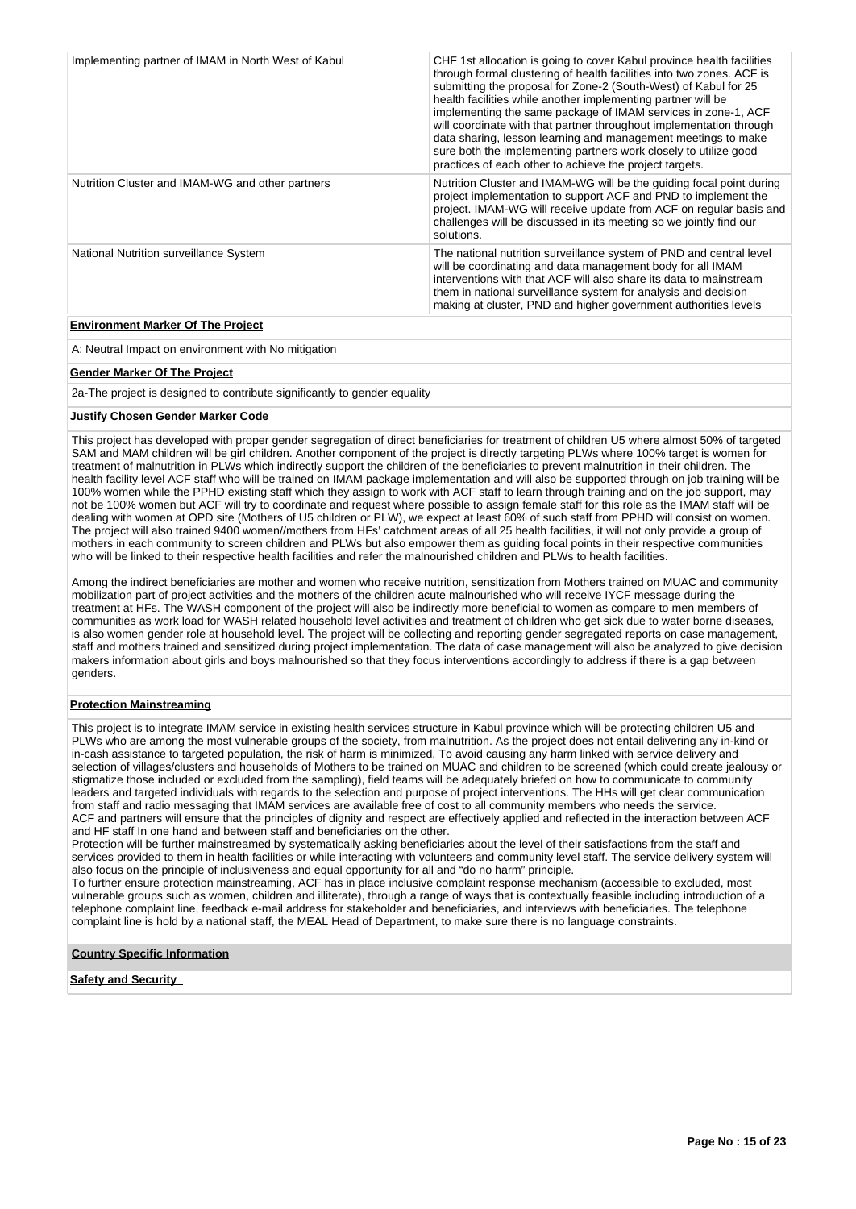| | |
|---|---|
| Implementing partner of IMAM in North West of Kabul | CHF 1st allocation is going to cover Kabul province health facilities through formal clustering of health facilities into two zones. ACF is submitting the proposal for Zone-2 (South-West) of Kabul for 25 health facilities while another implementing partner will be implementing the same package of IMAM services in zone-1, ACF will coordinate with that partner throughout implementation through data sharing, lesson learning and management meetings to make sure both the implementing partners work closely to utilize good practices of each other to achieve the project targets. |
| Nutrition Cluster and IMAM-WG and other partners | Nutrition Cluster and IMAM-WG will be the guiding focal point during project implementation to support ACF and PND to implement the project. IMAM-WG will receive update from ACF on regular basis and challenges will be discussed in its meeting so we jointly find our solutions. |
| National Nutrition surveillance System | The national nutrition surveillance system of PND and central level will be coordinating and data management body for all IMAM interventions with that ACF will also share its data to mainstream them in national surveillance system for analysis and decision making at cluster, PND and higher government authorities levels |

**Environment Marker Of The Project**

A: Neutral Impact on environment with No mitigation

**Gender Marker Of The Project**

2a-The project is designed to contribute significantly to gender equality

**Justify Chosen Gender Marker Code**

This project has developed with proper gender segregation of direct beneficiaries for treatment of children U5 where almost 50% of targeted SAM and MAM children will be girl children. Another component of the project is directly targeting PLWs where 100% target is women for treatment of malnutrition in PLWs which indirectly support the children of the beneficiaries to prevent malnutrition in their children. The health facility level ACF staff who will be trained on IMAM package implementation and will also be supported through on job training will be 100% women while the PPHD existing staff which they assign to work with ACF staff to learn through training and on the job support, may not be 100% women but ACF will try to coordinate and request where possible to assign female staff for this role as the IMAM staff will be dealing with women at OPD site (Mothers of U5 children or PLW), we expect at least 60% of such staff from PPHD will consist on women. The project will also trained 9400 women//mothers from HFs' catchment areas of all 25 health facilities, it will not only provide a group of mothers in each community to screen children and PLWs but also empower them as guiding focal points in their respective communities who will be linked to their respective health facilities and refer the malnourished children and PLWs to health facilities.

Among the indirect beneficiaries are mother and women who receive nutrition, sensitization from Mothers trained on MUAC and community mobilization part of project activities and the mothers of the children acute malnourished who will receive IYCF message during the treatment at HFs. The WASH component of the project will also be indirectly more beneficial to women as compare to men members of communities as work load for WASH related household level activities and treatment of children who get sick due to water borne diseases, is also women gender role at household level. The project will be collecting and reporting gender segregated reports on case management, staff and mothers trained and sensitized during project implementation. The data of case management will also be analyzed to give decision makers information about girls and boys malnourished so that they focus interventions accordingly to address if there is a gap between genders.

**Protection Mainstreaming**

This project is to integrate IMAM service in existing health services structure in Kabul province which will be protecting children U5 and PLWs who are among the most vulnerable groups of the society, from malnutrition. As the project does not entail delivering any in-kind or in-cash assistance to targeted population, the risk of harm is minimized. To avoid causing any harm linked with service delivery and selection of villages/clusters and households of Mothers to be trained on MUAC and children to be screened (which could create jealousy or stigmatize those included or excluded from the sampling), field teams will be adequately briefed on how to communicate to community leaders and targeted individuals with regards to the selection and purpose of project interventions. The HHs will get clear communication from staff and radio messaging that IMAM services are available free of cost to all community members who needs the service.
ACF and partners will ensure that the principles of dignity and respect are effectively applied and reflected in the interaction between ACF and HF staff In one hand and between staff and beneficiaries on the other.
Protection will be further mainstreamed by systematically asking beneficiaries about the level of their satisfactions from the staff and services provided to them in health facilities or while interacting with volunteers and community level staff. The service delivery system will also focus on the principle of inclusiveness and equal opportunity for all and "do no harm" principle.
To further ensure protection mainstreaming, ACF has in place inclusive complaint response mechanism (accessible to excluded, most vulnerable groups such as women, children and illiterate), through a range of ways that is contextually feasible including introduction of a telephone complaint line, feedback e-mail address for stakeholder and beneficiaries, and interviews with beneficiaries. The telephone complaint line is hold by a national staff, the MEAL Head of Department, to make sure there is no language constraints.

**Country Specific Information**

**Safety and Security**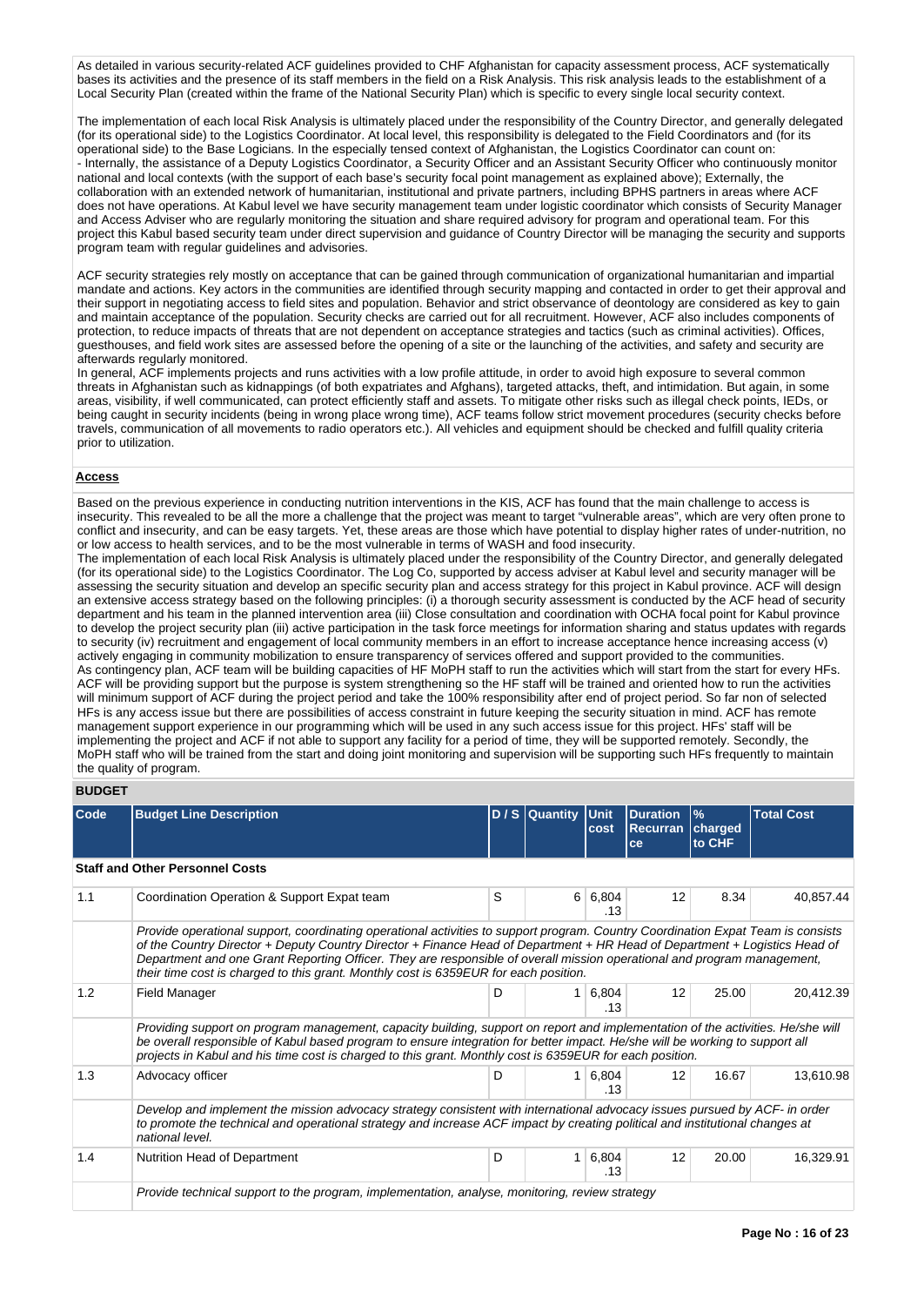As detailed in various security-related ACF guidelines provided to CHF Afghanistan for capacity assessment process, ACF systematically bases its activities and the presence of its staff members in the field on a Risk Analysis. This risk analysis leads to the establishment of a Local Security Plan (created within the frame of the National Security Plan) which is specific to every single local security context.

The implementation of each local Risk Analysis is ultimately placed under the responsibility of the Country Director, and generally delegated (for its operational side) to the Logistics Coordinator. At local level, this responsibility is delegated to the Field Coordinators and (for its operational side) to the Base Logicians. In the especially tensed context of Afghanistan, the Logistics Coordinator can count on:
- Internally, the assistance of a Deputy Logistics Coordinator, a Security Officer and an Assistant Security Officer who continuously monitor national and local contexts (with the support of each base's security focal point management as explained above); Externally, the collaboration with an extended network of humanitarian, institutional and private partners, including BPHS partners in areas where ACF does not have operations. At Kabul level we have security management team under logistic coordinator which consists of Security Manager and Access Adviser who are regularly monitoring the situation and share required advisory for program and operational team. For this project this Kabul based security team under direct supervision and guidance of Country Director will be managing the security and supports program team with regular guidelines and advisories.

ACF security strategies rely mostly on acceptance that can be gained through communication of organizational humanitarian and impartial mandate and actions. Key actors in the communities are identified through security mapping and contacted in order to get their approval and their support in negotiating access to field sites and population. Behavior and strict observance of deontology are considered as key to gain and maintain acceptance of the population. Security checks are carried out for all recruitment. However, ACF also includes components of protection, to reduce impacts of threats that are not dependent on acceptance strategies and tactics (such as criminal activities). Offices, guesthouses, and field work sites are assessed before the opening of a site or the launching of the activities, and safety and security are afterwards regularly monitored.
In general, ACF implements projects and runs activities with a low profile attitude, in order to avoid high exposure to several common threats in Afghanistan such as kidnappings (of both expatriates and Afghans), targeted attacks, theft, and intimidation. But again, in some areas, visibility, if well communicated, can protect efficiently staff and assets. To mitigate other risks such as illegal check points, IEDs, or being caught in security incidents (being in wrong place wrong time), ACF teams follow strict movement procedures (security checks before travels, communication of all movements to radio operators etc.). All vehicles and equipment should be checked and fulfill quality criteria prior to utilization.

**Access**

Based on the previous experience in conducting nutrition interventions in the KIS, ACF has found that the main challenge to access is insecurity. This revealed to be all the more a challenge that the project was meant to target "vulnerable areas", which are very often prone to conflict and insecurity, and can be easy targets. Yet, these areas are those which have potential to display higher rates of under-nutrition, no or low access to health services, and to be the most vulnerable in terms of WASH and food insecurity.
The implementation of each local Risk Analysis is ultimately placed under the responsibility of the Country Director, and generally delegated (for its operational side) to the Logistics Coordinator. The Log Co, supported by access adviser at Kabul level and security manager will be assessing the security situation and develop an specific security plan and access strategy for this project in Kabul province. ACF will design an extensive access strategy based on the following principles: (i) a thorough security assessment is conducted by the ACF head of security department and his team in the planned intervention area (iii) Close consultation and coordination with OCHA focal point for Kabul province to develop the project security plan (iii) active participation in the task force meetings for information sharing and status updates with regards to security (iv) recruitment and engagement of local community members in an effort to increase acceptance hence increasing access (v) actively engaging in community mobilization to ensure transparency of services offered and support provided to the communities.
As contingency plan, ACF team will be building capacities of HF MoPH staff to run the activities which will start from the start for every HFs. ACF will be providing support but the purpose is system strengthening so the HF staff will be trained and oriented how to run the activities will minimum support of ACF during the project period and take the 100% responsibility after end of project period. So far non of selected HFs is any access issue but there are possibilities of access constraint in future keeping the security situation in mind. ACF has remote management support experience in our programming which will be used in any such access issue for this project. HFs' staff will be implementing the project and ACF if not able to support any facility for a period of time, they will be supported remotely. Secondly, the MoPH staff who will be trained from the start and doing joint monitoring and supervision will be supporting such HFs frequently to maintain the quality of program.

**BUDGET**

| Code | Budget Line Description | D / S | Quantity | Unit cost | Duration Recurrance | % charged to CHF | Total Cost |
|---|---|---|---|---|---|---|---|
| **Staff and Other Personnel Costs** | | | | | | | |
| 1.1 | Coordination Operation & Support Expat team | S | 6 | 6,804.13 | 12 | 8.34 | 40,857.44 |
| | *Provide operational support, coordinating operational activities to support program. Country Coordination Expat Team is consists of the Country Director + Deputy Country Director + Finance Head of Department + HR Head of Department + Logistics Head of Department and one Grant Reporting Officer. They are responsible of overall mission operational and program management, their time cost is charged to this grant. Monthly cost is 6359EUR for each position.* | | | | | | |
| 1.2 | Field Manager | D | 1 | 6,804.13 | 12 | 25.00 | 20,412.39 |
| | *Providing support on program management, capacity building, support on report and implementation of the activities. He/she will be overall responsible of Kabul based program to ensure integration for better impact. He/she will be working to support all projects in Kabul and his time cost is charged to this grant. Monthly cost is 6359EUR for each position.* | | | | | | |
| 1.3 | Advocacy officer | D | 1 | 6,804.13 | 12 | 16.67 | 13,610.98 |
| | *Develop and implement the mission advocacy strategy consistent with international advocacy issues pursued by ACF- in order to promote the technical and operational strategy and increase ACF impact by creating political and institutional changes at national level.* | | | | | | |
| 1.4 | Nutrition Head of Department | D | 1 | 6,804.13 | 12 | 20.00 | 16,329.91 |
| | *Provide technical support to the program, implementation, analyse, monitoring, review strategy* | | | | | | |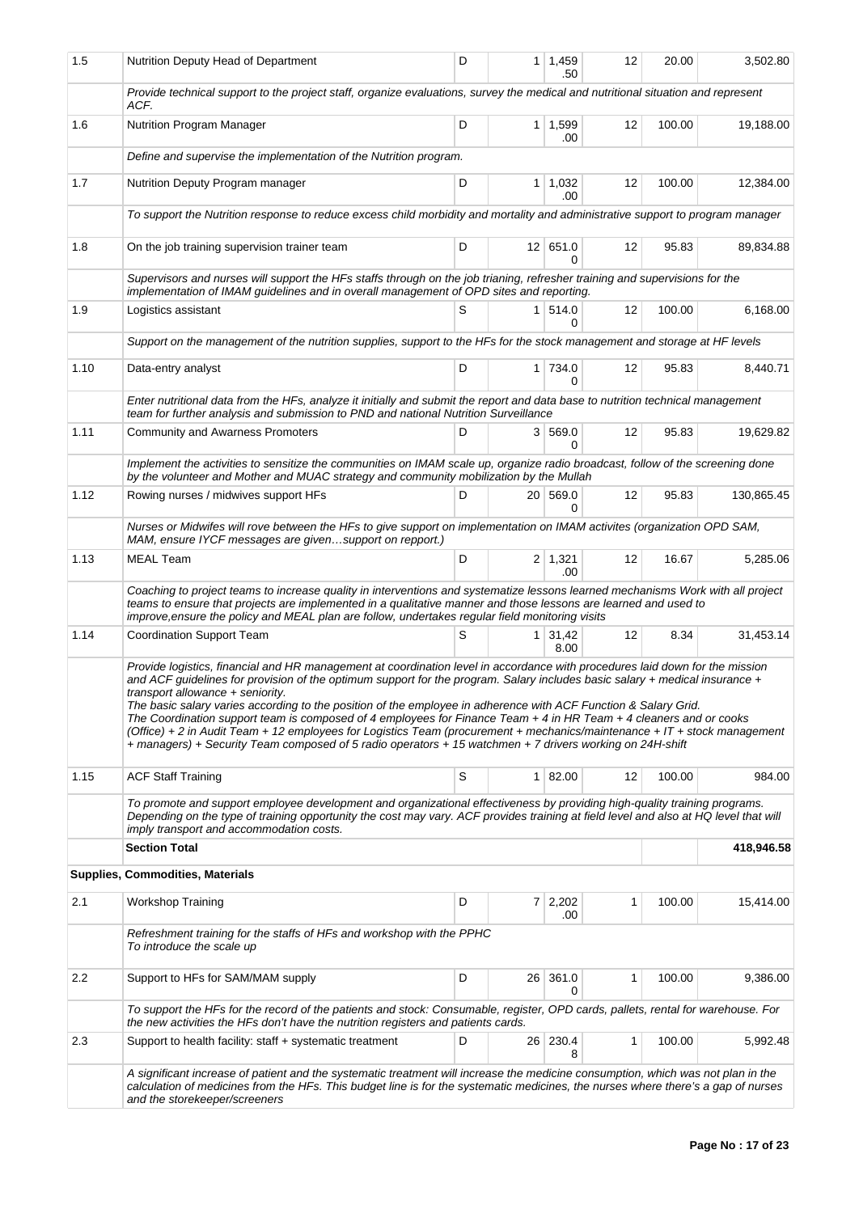| 1.5 | Nutrition Deputy Head of Department | D | 1 | 1,459.50 | 12 | 20.00 | 3,502.80 |
|---|---|---|---|---|---|---|---|
| | *Provide technical support to the project staff, organize evaluations, survey the medical and nutritional situation and represent ACF.* | | | | | | |
| 1.6 | Nutrition Program Manager | D | 1 | 1,599.00 | 12 | 100.00 | 19,188.00 |
| | *Define and supervise the implementation of the Nutrition program.* | | | | | | |
| 1.7 | Nutrition Deputy Program manager | D | 1 | 1,032.00 | 12 | 100.00 | 12,384.00 |
| | *To support the Nutrition response to reduce excess child morbidity and mortality and administrative support to program manager* | | | | | | |
| 1.8 | On the job training supervision trainer team | D | 12 | 651.00 | 12 | 95.83 | 89,834.88 |
| | *Supervisors and nurses will support the HFs staffs through on the job trianing, refresher training and supervisions for the implementation of IMAM guidelines and in overall management of OPD sites and reporting.* | | | | | | |
| 1.9 | Logistics assistant | S | 1 | 514.00 | 12 | 100.00 | 6,168.00 |
| | *Support on the management of the nutrition supplies, support to the HFs for the stock management and storage at HF levels* | | | | | | |
| 1.10 | Data-entry analyst | D | 1 | 734.00 | 12 | 95.83 | 8,440.71 |
| | *Enter nutritional data from the HFs, analyze it initially and submit the report and data base to nutrition technical management team for further analysis and submission to PND and national Nutrition Surveillance* | | | | | | |
| 1.11 | Community and Awarness Promoters | D | 3 | 569.00 | 12 | 95.83 | 19,629.82 |
| | *Implement the activities to sensitize the communities on IMAM scale up, organize radio broadcast, follow of the screening done by the volunteer and Mother and MUAC strategy and community mobilization by the Mullah* | | | | | | |
| 1.12 | Rowing nurses / midwives support HFs | D | 20 | 569.00 | 12 | 95.83 | 130,865.45 |
| | *Nurses or Midwifes will rove between the HFs to give support on implementation on IMAM activites (organization OPD SAM, MAM, ensure IYCF messages are given…support on repport.)* | | | | | | |
| 1.13 | MEAL Team | D | 2 | 1,321.00 | 12 | 16.67 | 5,285.06 |
| | *Coaching to project teams to increase quality in interventions and systematize lessons learned mechanisms Work with all project teams to ensure that projects are implemented in a qualitative manner and those lessons are learned and used to improve,ensure the policy and MEAL plan are follow, undertakes regular field monitoring visits* | | | | | | |
| 1.14 | Coordination Support Team | S | 1 | 31,428.00 | 12 | 8.34 | 31,453.14 |
| | *Provide logistics, financial and HR management at coordination level in accordance with procedures laid down for the mission and ACF guidelines for provision of the optimum support for the program. Salary includes basic salary + medical insurance + transport allowance + seniority. The basic salary varies according to the position of the employee in adherence with ACF Function & Salary Grid. The Coordination support team is composed of 4 employees for Finance Team + 4 in HR Team + 4 cleaners and or cooks (Office) + 2 in Audit Team + 12 employees for Logistics Team (procurement + mechanics/maintenance + IT + stock management + managers) + Security Team composed of 5 radio operators + 15 watchmen + 7 drivers working on 24H-shift* | | | | | | |
| 1.15 | ACF Staff Training | S | 1 | 82.00 | 12 | 100.00 | 984.00 |
| | *To promote and support employee development and organizational effectiveness by providing high-quality training programs. Depending on the type of training opportunity the cost may vary. ACF provides training at field level and also at HQ level that will imply transport and accommodation costs.* | | | | | | |
| | **Section Total** | | | | | | **418,946.58** |
| **Supplies, Commodities, Materials** | | | | | | | |
| 2.1 | Workshop Training | D | 7 | 2,202.00 | 1 | 100.00 | 15,414.00 |
| | *Refreshment training for the staffs of HFs and workshop with the PPHC To introduce the scale up* | | | | | | |
| 2.2 | Support to HFs for SAM/MAM supply | D | 26 | 361.00 | 1 | 100.00 | 9,386.00 |
| | *To support the HFs for the record of the patients and stock: Consumable, register, OPD cards, pallets, rental for warehouse. For the new activities the HFs don't have the nutrition registers and patients cards.* | | | | | | |
| 2.3 | Support to health facility: staff + systematic treatment | D | 26 | 230.48 | 1 | 100.00 | 5,992.48 |
| | *A significant increase of patient and the systematic treatment will increase the medicine consumption, which was not plan in the calculation of medicines from the HFs. This budget line is for the systematic medicines, the nurses where there's a gap of nurses and the storekeeper/screeners* | | | | | | |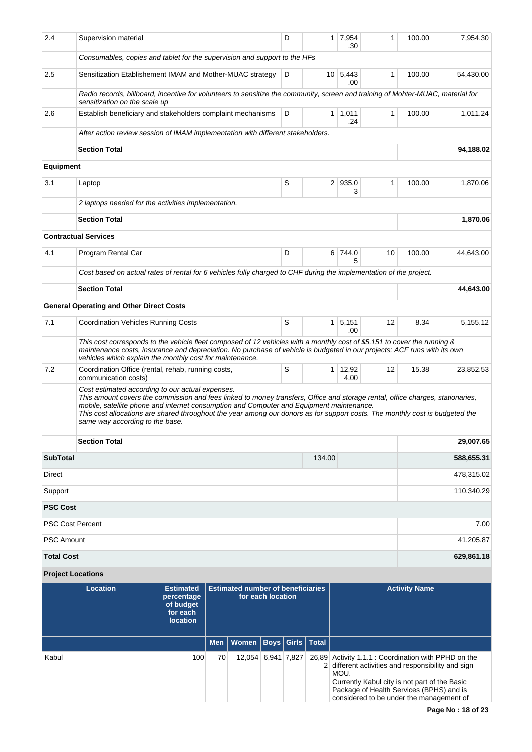| Code | Budget Line Description | D / S | Quantity | Unit cost | Duration | % charged to CHF | Total Cost |
|---|---|---|---|---|---|---|---|
| 2.4 | Supervision material | D | 1 | 7,954.30 | 1 | 100.00 | 7,954.30 |
| | *Consumables, copies and tablet for the supervision and support to the HFs* | | | | | | |
| 2.5 | Sensitization Etablishement IMAM and Mother-MUAC strategy | D | 10 | 5,443.00 | 1 | 100.00 | 54,430.00 |
| | *Radio records, billboard, incentive for volunteers to sensitize the community, screen and training of Mohter-MUAC, material for sensitization on the scale up* | | | | | | |
| 2.6 | Establish beneficiary and stakeholders complaint mechanisms | D | 1 | 1,011.24 | 1 | 100.00 | 1,011.24 |
| | *After action review session of IMAM implementation with different stakeholders.* | | | | | | |
| | **Section Total** | | | | | | **94,188.02** |
| **Equipment** | | | | | | | |
| 3.1 | Laptop | S | 2 | 935.03 | 1 | 100.00 | 1,870.06 |
| | *2 laptops needed for the activities implementation.* | | | | | | |
| | **Section Total** | | | | | | **1,870.06** |
| **Contractual Services** | | | | | | | |
| 4.1 | Program Rental Car | D | 6 | 744.05 | 10 | 100.00 | 44,643.00 |
| | *Cost based on actual rates of rental for 6 vehicles fully charged to CHF during the implementation of the project.* | | | | | | |
| | **Section Total** | | | | | | **44,643.00** |
| **General Operating and Other Direct Costs** | | | | | | | |
| 7.1 | Coordination Vehicles Running Costs | S | 1 | 5,151.00 | 12 | 8.34 | 5,155.12 |
| | *This cost corresponds to the vehicle fleet composed of 12 vehicles with a monthly cost of $5,151 to cover the running & maintenance costs, insurance and depreciation. No purchase of vehicle is budgeted in our projects; ACF runs with its own vehicles which explain the monthly cost for maintenance.* | | | | | | |
| 7.2 | Coordination Office (rental, rehab, running costs, communication costs) | S | 1 | 12,924.00 | 12 | 15.38 | 23,852.53 |
| | *Cost estimated according to our actual expenses.<br>This amount covers the commission and fees linked to money transfers, Office and storage rental, office charges, stationaries, mobile, satellite phone and internet consumption and Computer and Equipment maintenance.<br>This cost allocations are shared throughout the year among our donors as for support costs. The monthly cost is budgeted the same way according to the base.* | | | | | | |
| | **Section Total** | | | | | | **29,007.65** |
| **SubTotal** | | | 134.00 | | | | **588,655.31** |
| Direct | | | | | | | 478,315.02 |
| Support | | | | | | | 110,340.29 |
| **PSC Cost** | | | | | | | |
| PSC Cost Percent | | | | | | | 7.00 |
| PSC Amount | | | | | | | 41,205.87 |
| **Total Cost** | | | | | | | **629,861.18** |

**Project Locations**

| Location | Estimated percentage of budget for each location | Estimated number of beneficiaries for each location | | | | | Activity Name |
|---|---|---|---|---|---|---|---|
| | | Men | Women | Boys | Girls | Total | |
| Kabul | 100 | 70 | 12,054 | 6,941 | 7,827 | 26,892 | Activity 1.1.1 : Coordination with PPHD on the different activities and responsibility and sign MOU.<br>Currently Kabul city is not part of the Basic Package of Health Services (BPHS) and is considered to be under the management of |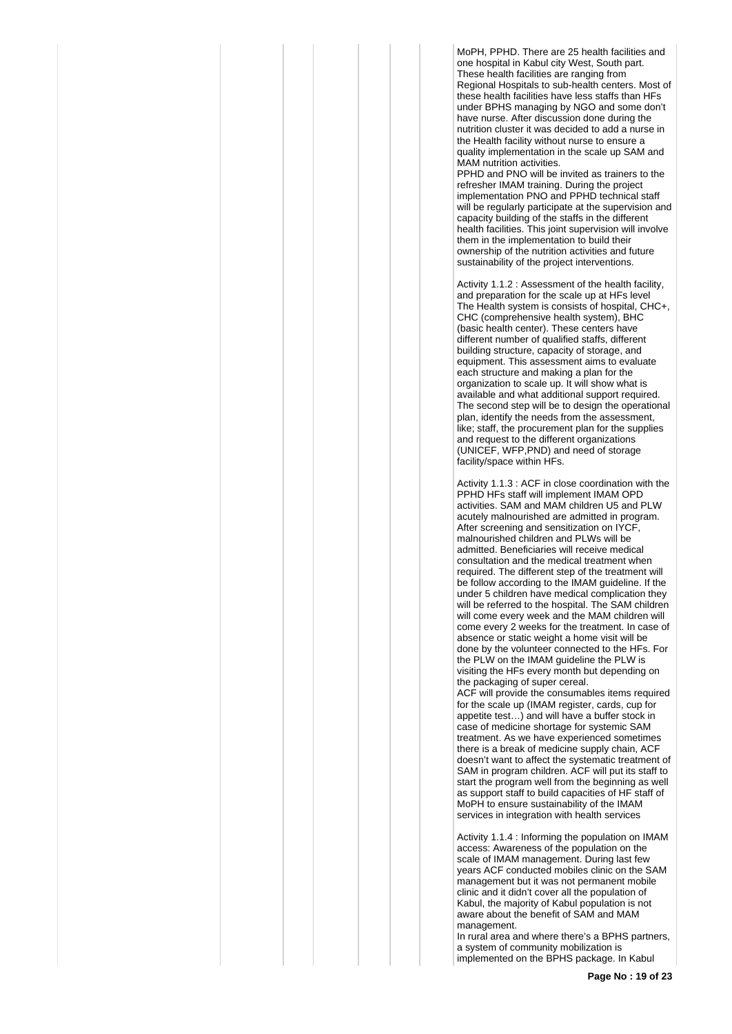MoPH, PPHD. There are 25 health facilities and one hospital in Kabul city West, South part. These health facilities are ranging from Regional Hospitals to sub-health centers. Most of these health facilities have less staffs than HFs under BPHS managing by NGO and some don't have nurse. After discussion done during the nutrition cluster it was decided to add a nurse in the Health facility without nurse to ensure a quality implementation in the scale up SAM and MAM nutrition activities.
PPHD and PNO will be invited as trainers to the refresher IMAM training. During the project implementation PNO and PPHD technical staff will be regularly participate at the supervision and capacity building of the staffs in the different health facilities. This joint supervision will involve them in the implementation to build their ownership of the nutrition activities and future sustainability of the project interventions.

Activity 1.1.2 : Assessment of the health facility, and preparation for the scale up at HFs level
The Health system is consists of hospital, CHC+, CHC (comprehensive health system), BHC (basic health center). These centers have different number of qualified staffs, different building structure, capacity of storage, and equipment. This assessment aims to evaluate each structure and making a plan for the organization to scale up. It will show what is available and what additional support required. The second step will be to design the operational plan, identify the needs from the assessment, like; staff, the procurement plan for the supplies and request to the different organizations (UNICEF, WFP,PND) and need of storage facility/space within HFs.

Activity 1.1.3 : ACF in close coordination with the PPHD HFs staff will implement IMAM OPD activities. SAM and MAM children U5 and PLW acutely malnourished are admitted in program. After screening and sensitization on IYCF, malnourished children and PLWs will be admitted. Beneficiaries will receive medical consultation and the medical treatment when required. The different step of the treatment will be follow according to the IMAM guideline. If the under 5 children have medical complication they will be referred to the hospital. The SAM children will come every week and the MAM children will come every 2 weeks for the treatment. In case of absence or static weight a home visit will be done by the volunteer connected to the HFs. For the PLW on the IMAM guideline the PLW is visiting the HFs every month but depending on the packaging of super cereal.
ACF will provide the consumables items required for the scale up (IMAM register, cards, cup for appetite test…) and will have a buffer stock in case of medicine shortage for systemic SAM treatment. As we have experienced sometimes there is a break of medicine supply chain, ACF doesn't want to affect the systematic treatment of SAM in program children. ACF will put its staff to start the program well from the beginning as well as support staff to build capacities of HF staff of MoPH to ensure sustainability of the IMAM services in integration with health services

Activity 1.1.4 : Informing the population on IMAM access: Awareness of the population on the scale of IMAM management. During last few years ACF conducted mobiles clinic on the SAM management but it was not permanent mobile clinic and it didn't cover all the population of Kabul, the majority of Kabul population is not aware about the benefit of SAM and MAM management.
In rural area and where there's a BPHS partners, a system of community mobilization is implemented on the BPHS package. In Kabul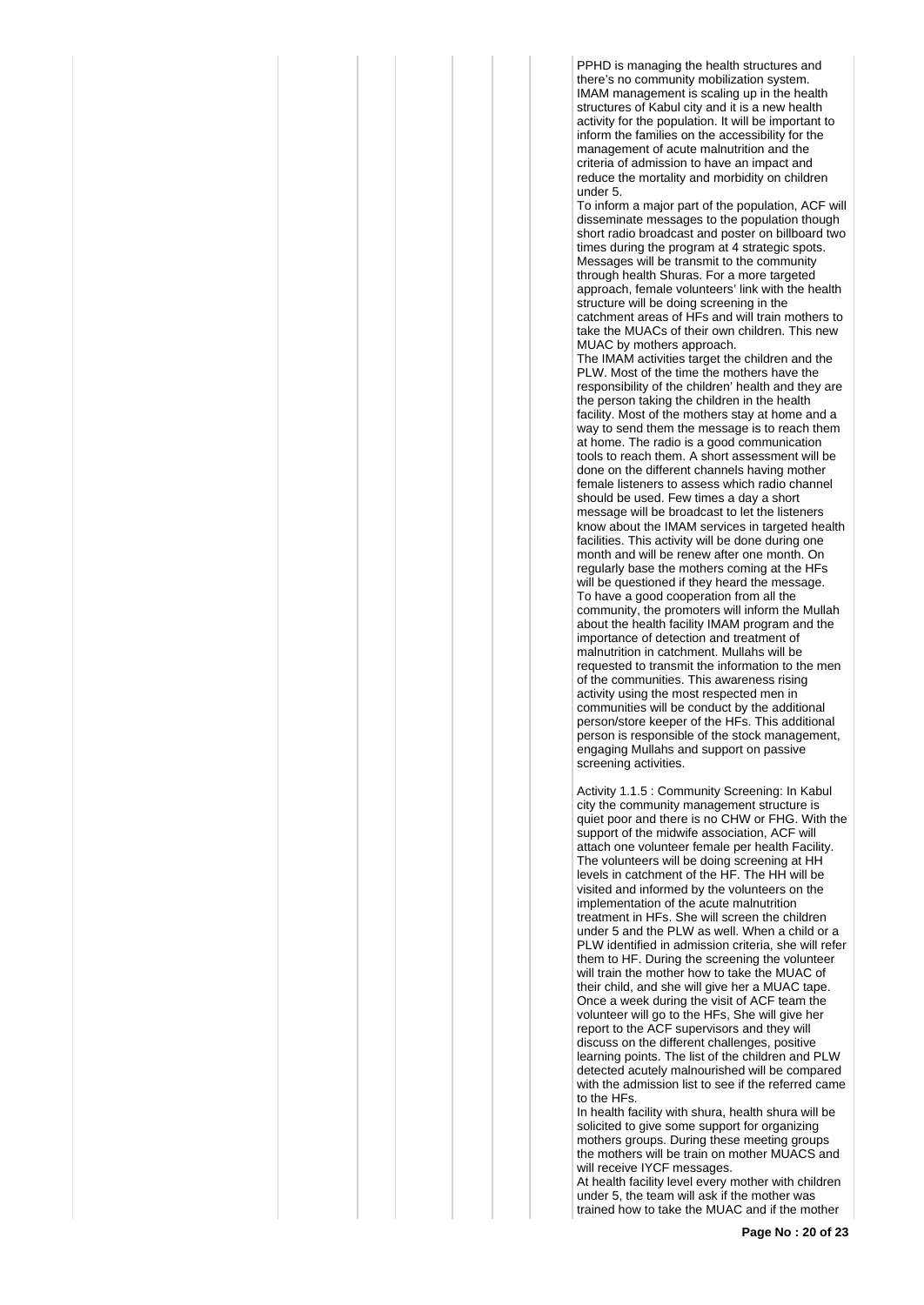PPHD is managing the health structures and there's no community mobilization system. IMAM management is scaling up in the health structures of Kabul city and it is a new health activity for the population. It will be important to inform the families on the accessibility for the management of acute malnutrition and the criteria of admission to have an impact and reduce the mortality and morbidity on children under 5.
To inform a major part of the population, ACF will disseminate messages to the population though short radio broadcast and poster on billboard two times during the program at 4 strategic spots. Messages will be transmit to the community through health Shuras. For a more targeted approach, female volunteers' link with the health structure will be doing screening in the catchment areas of HFs and will train mothers to take the MUACs of their own children. This new MUAC by mothers approach.
The IMAM activities target the children and the PLW. Most of the time the mothers have the responsibility of the children' health and they are the person taking the children in the health facility. Most of the mothers stay at home and a way to send them the message is to reach them at home. The radio is a good communication tools to reach them. A short assessment will be done on the different channels having mother female listeners to assess which radio channel should be used. Few times a day a short message will be broadcast to let the listeners know about the IMAM services in targeted health facilities. This activity will be done during one month and will be renew after one month. On regularly base the mothers coming at the HFs will be questioned if they heard the message.
To have a good cooperation from all the community, the promoters will inform the Mullah about the health facility IMAM program and the importance of detection and treatment of malnutrition in catchment. Mullahs will be requested to transmit the information to the men of the communities. This awareness rising activity using the most respected men in communities will be conduct by the additional person/store keeper of the HFs. This additional person is responsible of the stock management, engaging Mullahs and support on passive screening activities.

Activity 1.1.5 : Community Screening: In Kabul city the community management structure is quiet poor and there is no CHW or FHG. With the support of the midwife association, ACF will attach one volunteer female per health Facility. The volunteers will be doing screening at HH levels in catchment of the HF. The HH will be visited and informed by the volunteers on the implementation of the acute malnutrition treatment in HFs. She will screen the children under 5 and the PLW as well. When a child or a PLW identified in admission criteria, she will refer them to HF. During the screening the volunteer will train the mother how to take the MUAC of their child, and she will give her a MUAC tape. Once a week during the visit of ACF team the volunteer will go to the HFs, She will give her report to the ACF supervisors and they will discuss on the different challenges, positive learning points. The list of the children and PLW detected acutely malnourished will be compared with the admission list to see if the referred came to the HFs.
In health facility with shura, health shura will be solicited to give some support for organizing mothers groups. During these meeting groups the mothers will be train on mother MUACS and will receive IYCF messages.
At health facility level every mother with children under 5, the team will ask if the mother was trained how to take the MUAC and if the mother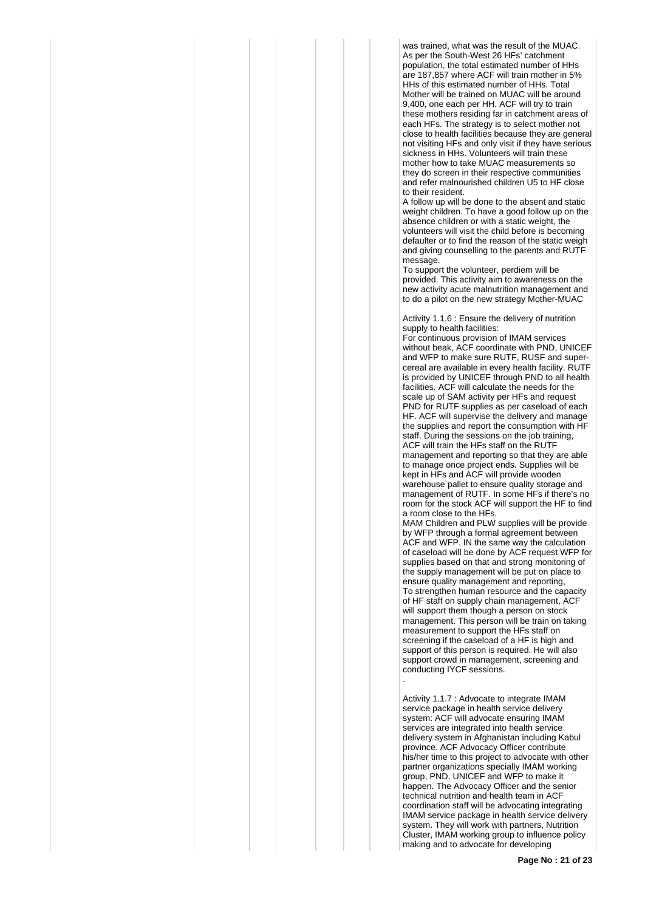was trained, what was the result of the MUAC. As per the South-West 26 HFs' catchment population, the total estimated number of HHs are 187,857 where ACF will train mother in 5% HHs of this estimated number of HHs. Total Mother will be trained on MUAC will be around 9,400, one each per HH. ACF will try to train these mothers residing far in catchment areas of each HFs. The strategy is to select mother not close to health facilities because they are general not visiting HFs and only visit if they have serious sickness in HHs. Volunteers will train these mother how to take MUAC measurements so they do screen in their respective communities and refer malnourished children U5 to HF close to their resident.

A follow up will be done to the absent and static weight children. To have a good follow up on the absence children or with a static weight, the volunteers will visit the child before is becoming defaulter or to find the reason of the static weigh and giving counselling to the parents and RUTF message.

To support the volunteer, perdiem will be provided. This activity aim to awareness on the new activity acute malnutrition management and to do a pilot on the new strategy Mother-MUAC

Activity 1.1.6 : Ensure the delivery of nutrition supply to health facilities:

For continuous provision of IMAM services without beak, ACF coordinate with PND, UNICEF and WFP to make sure RUTF, RUSF and super-cereal are available in every health facility. RUTF is provided by UNICEF through PND to all health facilities. ACF will calculate the needs for the scale up of SAM activity per HFs and request PND for RUTF supplies as per caseload of each HF. ACF will supervise the delivery and manage the supplies and report the consumption with HF staff. During the sessions on the job training, ACF will train the HFs staff on the RUTF management and reporting so that they are able to manage once project ends. Supplies will be kept in HFs and ACF will provide wooden warehouse pallet to ensure quality storage and management of RUTF. In some HFs if there's no room for the stock ACF will support the HF to find a room close to the HFs.

MAM Children and PLW supplies will be provide by WFP through a formal agreement between ACF and WFP. IN the same way the calculation of caseload will be done by ACF request WFP for supplies based on that and strong monitoring of the supply management will be put on place to ensure quality management and reporting,

To strengthen human resource and the capacity of HF staff on supply chain management, ACF will support them though a person on stock management. This person will be train on taking measurement to support the HFs staff on screening if the caseload of a HF is high and support of this person is required. He will also support crowd in management, screening and conducting IYCF sessions.

.

Activity 1.1.7 : Advocate to integrate IMAM service package in health service delivery system: ACF will advocate ensuring IMAM services are integrated into health service delivery system in Afghanistan including Kabul province. ACF Advocacy Officer contribute his/her time to this project to advocate with other partner organizations specially IMAM working group, PND, UNICEF and WFP to make it happen. The Advocacy Officer and the senior technical nutrition and health team in ACF coordination staff will be advocating integrating IMAM service package in health service delivery system. They will work with partners, Nutrition Cluster, IMAM working group to influence policy making and to advocate for developing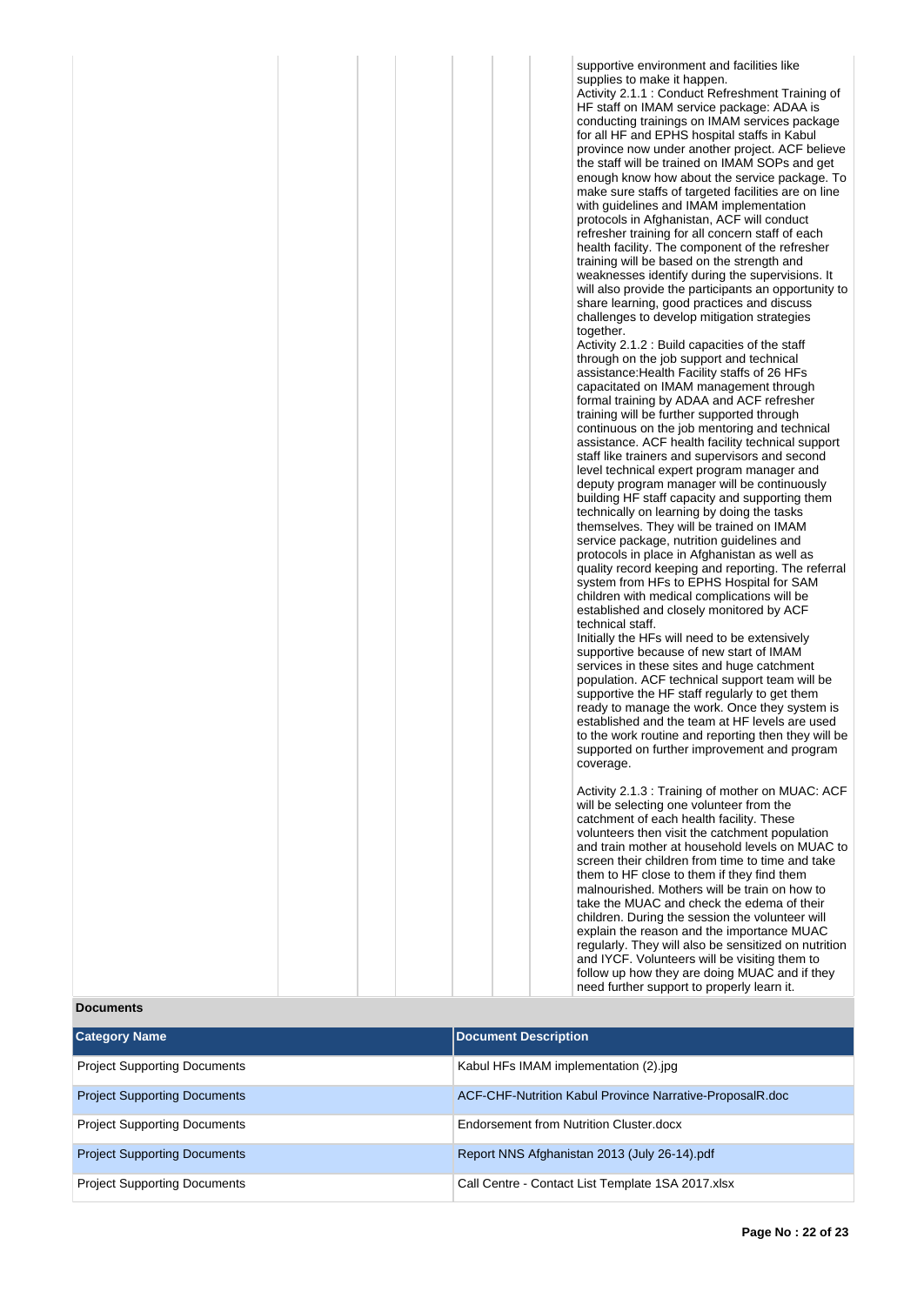supportive environment and facilities like supplies to make it happen.
Activity 2.1.1 : Conduct Refreshment Training of HF staff on IMAM service package: ADAA is conducting trainings on IMAM services package for all HF and EPHS hospital staffs in Kabul province now under another project. ACF believe the staff will be trained on IMAM SOPs and get enough know how about the service package. To make sure staffs of targeted facilities are on line with guidelines and IMAM implementation protocols in Afghanistan, ACF will conduct refresher training for all concern staff of each health facility. The component of the refresher training will be based on the strength and weaknesses identify during the supervisions. It will also provide the participants an opportunity to share learning, good practices and discuss challenges to develop mitigation strategies together.
Activity 2.1.2 : Build capacities of the staff through on the job support and technical assistance:Health Facility staffs of 26 HFs capacitated on IMAM management through formal training by ADAA and ACF refresher training will be further supported through continuous on the job mentoring and technical assistance. ACF health facility technical support staff like trainers and supervisors and second level technical expert program manager and deputy program manager will be continuously building HF staff capacity and supporting them technically on learning by doing the tasks themselves. They will be trained on IMAM service package, nutrition guidelines and protocols in place in Afghanistan as well as quality record keeping and reporting. The referral system from HFs to EPHS Hospital for SAM children with medical complications will be established and closely monitored by ACF technical staff.
Initially the HFs will need to be extensively supportive because of new start of IMAM services in these sites and huge catchment population. ACF technical support team will be supportive the HF staff regularly to get them ready to manage the work. Once they system is established and the team at HF levels are used to the work routine and reporting then they will be supported on further improvement and program coverage.

Activity 2.1.3 : Training of mother on MUAC: ACF will be selecting one volunteer from the catchment of each health facility. These volunteers then visit the catchment population and train mother at household levels on MUAC to screen their children from time to time and take them to HF close to them if they find them malnourished. Mothers will be train on how to take the MUAC and check the edema of their children. During the session the volunteer will explain the reason and the importance MUAC regularly. They will also be sensitized on nutrition and IYCF. Volunteers will be visiting them to follow up how they are doing MUAC and if they need further support to properly learn it.

**Documents**

| Category Name | Document Description |
|---|---|
| Project Supporting Documents | Kabul HFs IMAM implementation (2).jpg |
| Project Supporting Documents | ACF-CHF-Nutrition Kabul Province Narrative-ProposalR.doc |
| Project Supporting Documents | Endorsement from Nutrition Cluster.docx |
| Project Supporting Documents | Report NNS Afghanistan 2013 (July 26-14).pdf |
| Project Supporting Documents | Call Centre - Contact List Template 1SA 2017.xlsx |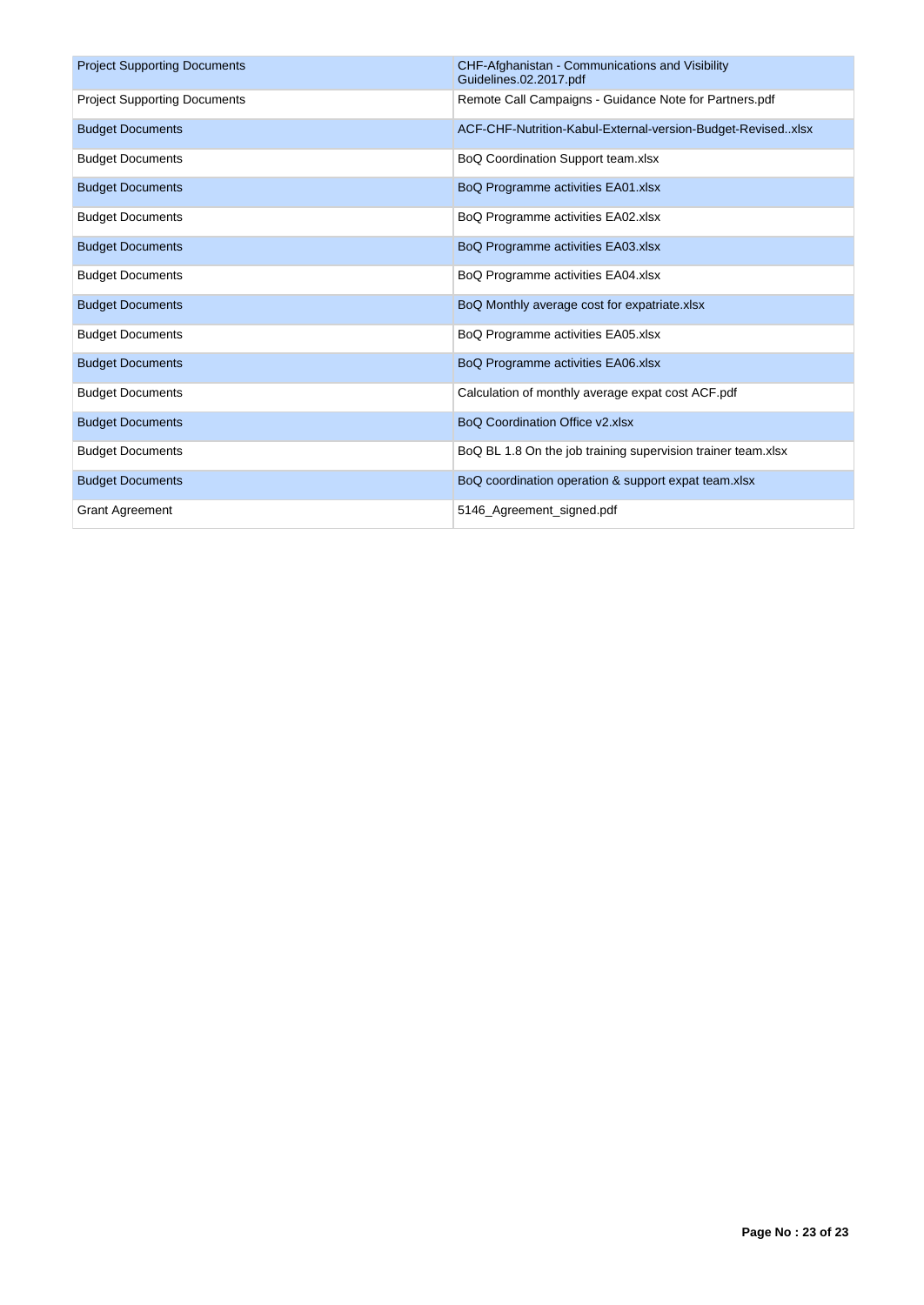| | |
|---|---|
| Project Supporting Documents | CHF-Afghanistan - Communications and Visibility Guidelines.02.2017.pdf |
| Project Supporting Documents | Remote Call Campaigns - Guidance Note for Partners.pdf |
| Budget Documents | ACF-CHF-Nutrition-Kabul-External-version-Budget-Revised..xlsx |
| Budget Documents | BoQ Coordination Support team.xlsx |
| Budget Documents | BoQ Programme activities EA01.xlsx |
| Budget Documents | BoQ Programme activities EA02.xlsx |
| Budget Documents | BoQ Programme activities EA03.xlsx |
| Budget Documents | BoQ Programme activities EA04.xlsx |
| Budget Documents | BoQ Monthly average cost for expatriate.xlsx |
| Budget Documents | BoQ Programme activities EA05.xlsx |
| Budget Documents | BoQ Programme activities EA06.xlsx |
| Budget Documents | Calculation of monthly average expat cost ACF.pdf |
| Budget Documents | BoQ Coordination Office v2.xlsx |
| Budget Documents | BoQ BL 1.8 On the job training supervision trainer team.xlsx |
| Budget Documents | BoQ coordination operation & support expat team.xlsx |
| Grant Agreement | 5146_Agreement_signed.pdf |